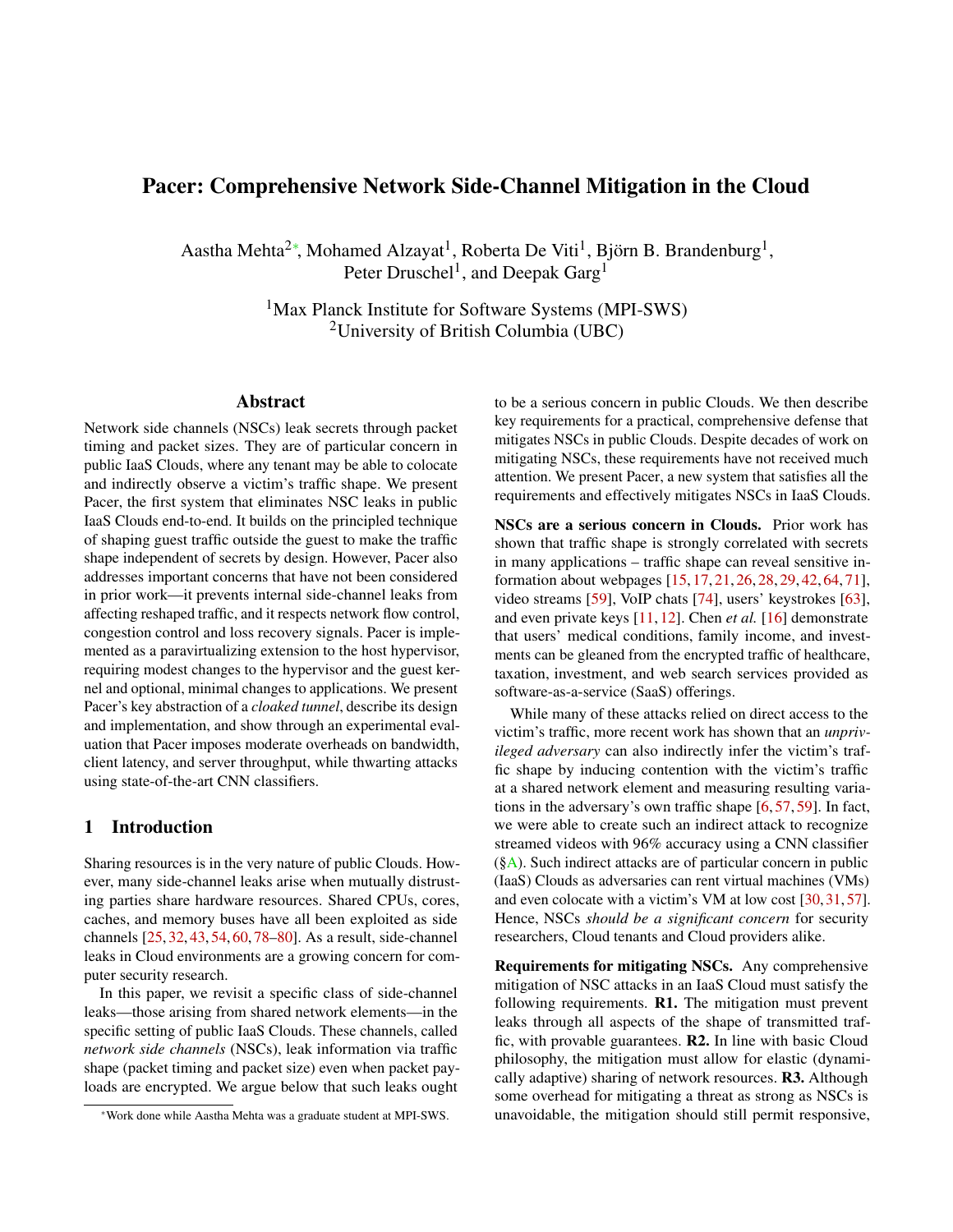# Pacer: Comprehensive Network Side-Channel Mitigation in the Cloud

Aastha Mehta[2*], Mohamed Alzayat[1], Roberta De Viti[1], Björn B. Brandenburg[1], Peter Druschel[1], and Deepak Garg[1]

[1]Max Planck Institute for Software Systems (MPI-SWS)
[2]University of British Columbia (UBC)

## Abstract

Network side channels (NSCs) leak secrets through packet timing and packet sizes. They are of particular concern in public IaaS Clouds, where any tenant may be able to colocate and indirectly observe a victim's traffic shape. We present Pacer, the first system that eliminates NSC leaks in public IaaS Clouds end-to-end. It builds on the principled technique of shaping guest traffic outside the guest to make the traffic shape independent of secrets by design. However, Pacer also addresses important concerns that have not been considered in prior work—it prevents internal side-channel leaks from affecting reshaped traffic, and it respects network flow control, congestion control and loss recovery signals. Pacer is implemented as a paravirtualizing extension to the host hypervisor, requiring modest changes to the hypervisor and the guest kernel and optional, minimal changes to applications. We present Pacer's key abstraction of a *cloaked tunnel*, describe its design and implementation, and show through an experimental evaluation that Pacer imposes moderate overheads on bandwidth, client latency, and server throughput, while thwarting attacks using state-of-the-art CNN classifiers.

## 1 Introduction

Sharing resources is in the very nature of public Clouds. However, many side-channel leaks arise when mutually distrusting parties share hardware resources. Shared CPUs, cores, caches, and memory buses have all been exploited as side channels [25, 32, 43, 54, 60, 78–80]. As a result, side-channel leaks in Cloud environments are a growing concern for computer security research.

In this paper, we revisit a specific class of side-channel leaks—those arising from shared network elements—in the specific setting of public IaaS Clouds. These channels, called *network side channels* (NSCs), leak information via traffic shape (packet timing and packet size) even when packet payloads are encrypted. We argue below that such leaks ought to be a serious concern in public Clouds. We then describe key requirements for a practical, comprehensive defense that mitigates NSCs in public Clouds. Despite decades of work on mitigating NSCs, these requirements have not received much attention. We present Pacer, a new system that satisfies all the requirements and effectively mitigates NSCs in IaaS Clouds.

**NSCs are a serious concern in Clouds.** Prior work has shown that traffic shape is strongly correlated with secrets in many applications – traffic shape can reveal sensitive information about webpages [15, 17, 21, 26, 28, 29, 42, 64, 71], video streams [59], VoIP chats [74], users' keystrokes [63], and even private keys [11, 12]. Chen *et al.* [16] demonstrate that users' medical conditions, family income, and investments can be gleaned from the encrypted traffic of healthcare, taxation, investment, and web search services provided as software-as-a-service (SaaS) offerings.

While many of these attacks relied on direct access to the victim's traffic, more recent work has shown that an *unprivileged adversary* can also indirectly infer the victim's traffic shape by inducing contention with the victim's traffic at a shared network element and measuring resulting variations in the adversary's own traffic shape [6, 57, 59]. In fact, we were able to create such an indirect attack to recognize streamed videos with 96% accuracy using a CNN classifier (§A). Such indirect attacks are of particular concern in public (IaaS) Clouds as adversaries can rent virtual machines (VMs) and even colocate with a victim's VM at low cost [30, 31, 57]. Hence, NSCs *should be a significant concern* for security researchers, Cloud tenants and Cloud providers alike.

**Requirements for mitigating NSCs.** Any comprehensive mitigation of NSC attacks in an IaaS Cloud must satisfy the following requirements. **R1.** The mitigation must prevent leaks through all aspects of the shape of transmitted traffic, with provable guarantees. **R2.** In line with basic Cloud philosophy, the mitigation must allow for elastic (dynamically adaptive) sharing of network resources. **R3.** Although some overhead for mitigating a threat as strong as NSCs is unavoidable, the mitigation should still permit responsive,

*Work done while Aastha Mehta was a graduate student at MPI-SWS.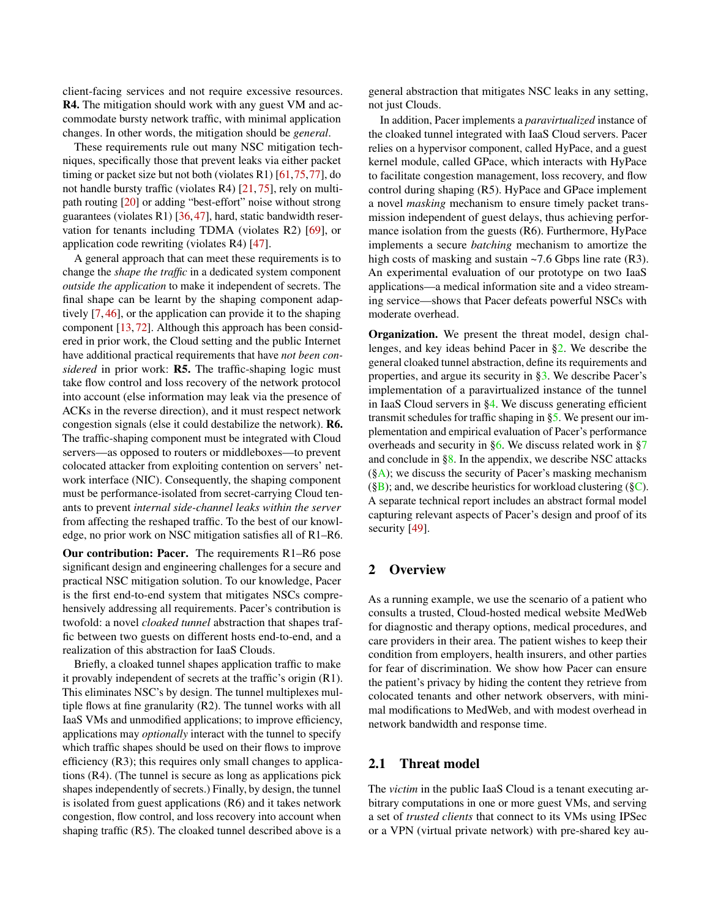client-facing services and not require excessive resources. **R4.** The mitigation should work with any guest VM and accommodate bursty network traffic, with minimal application changes. In other words, the mitigation should be *general*.

These requirements rule out many NSC mitigation techniques, specifically those that prevent leaks via either packet timing or packet size but not both (violates R1) [61,75,77], do not handle bursty traffic (violates R4) [21,75], rely on multipath routing [20] or adding "best-effort" noise without strong guarantees (violates R1) [36,47], hard, static bandwidth reservation for tenants including TDMA (violates R2) [69], or application code rewriting (violates R4) [47].

A general approach that can meet these requirements is to change the *shape the traffic* in a dedicated system component *outside the application* to make it independent of secrets. The final shape can be learnt by the shaping component adaptively [7,46], or the application can provide it to the shaping component [13,72]. Although this approach has been considered in prior work, the Cloud setting and the public Internet have additional practical requirements that have *not been considered* in prior work: **R5.** The traffic-shaping logic must take flow control and loss recovery of the network protocol into account (else information may leak via the presence of ACKs in the reverse direction), and it must respect network congestion signals (else it could destabilize the network). **R6.** The traffic-shaping component must be integrated with Cloud servers—as opposed to routers or middleboxes—to prevent colocated attacker from exploiting contention on servers' network interface (NIC). Consequently, the shaping component must be performance-isolated from secret-carrying Cloud tenants to prevent *internal side-channel leaks within the server* from affecting the reshaped traffic. To the best of our knowledge, no prior work on NSC mitigation satisfies all of R1–R6.

**Our contribution: Pacer.** The requirements R1–R6 pose significant design and engineering challenges for a secure and practical NSC mitigation solution. To our knowledge, Pacer is the first end-to-end system that mitigates NSCs comprehensively addressing all requirements. Pacer's contribution is twofold: a novel *cloaked tunnel* abstraction that shapes traffic between two guests on different hosts end-to-end, and a realization of this abstraction for IaaS Clouds.

Briefly, a cloaked tunnel shapes application traffic to make it provably independent of secrets at the traffic's origin (R1). This eliminates NSC's by design. The tunnel multiplexes multiple flows at fine granularity (R2). The tunnel works with all IaaS VMs and unmodified applications; to improve efficiency, applications may *optionally* interact with the tunnel to specify which traffic shapes should be used on their flows to improve efficiency (R3); this requires only small changes to applications (R4). (The tunnel is secure as long as applications pick shapes independently of secrets.) Finally, by design, the tunnel is isolated from guest applications (R6) and it takes network congestion, flow control, and loss recovery into account when shaping traffic (R5). The cloaked tunnel described above is a general abstraction that mitigates NSC leaks in any setting, not just Clouds.

In addition, Pacer implements a *paravirtualized* instance of the cloaked tunnel integrated with IaaS Cloud servers. Pacer relies on a hypervisor component, called HyPace, and a guest kernel module, called GPace, which interacts with HyPace to facilitate congestion management, loss recovery, and flow control during shaping (R5). HyPace and GPace implement a novel *masking* mechanism to ensure timely packet transmission independent of guest delays, thus achieving performance isolation from the guests (R6). Furthermore, HyPace implements a secure *batching* mechanism to amortize the high costs of masking and sustain ~7.6 Gbps line rate (R3). An experimental evaluation of our prototype on two IaaS applications—a medical information site and a video streaming service—shows that Pacer defeats powerful NSCs with moderate overhead.

**Organization.** We present the threat model, design challenges, and key ideas behind Pacer in §2. We describe the general cloaked tunnel abstraction, define its requirements and properties, and argue its security in §3. We describe Pacer's implementation of a paravirtualized instance of the tunnel in IaaS Cloud servers in §4. We discuss generating efficient transmit schedules for traffic shaping in §5. We present our implementation and empirical evaluation of Pacer's performance overheads and security in §6. We discuss related work in §7 and conclude in §8. In the appendix, we describe NSC attacks (§A); we discuss the security of Pacer's masking mechanism (§B); and, we describe heuristics for workload clustering (§C). A separate technical report includes an abstract formal model capturing relevant aspects of Pacer's design and proof of its security [49].

## 2 Overview

As a running example, we use the scenario of a patient who consults a trusted, Cloud-hosted medical website MedWeb for diagnostic and therapy options, medical procedures, and care providers in their area. The patient wishes to keep their condition from employers, health insurers, and other parties for fear of discrimination. We show how Pacer can ensure the patient's privacy by hiding the content they retrieve from colocated tenants and other network observers, with minimal modifications to MedWeb, and with modest overhead in network bandwidth and response time.

### 2.1 Threat model

The *victim* in the public IaaS Cloud is a tenant executing arbitrary computations in one or more guest VMs, and serving a set of *trusted clients* that connect to its VMs using IPSec or a VPN (virtual private network) with pre-shared key au-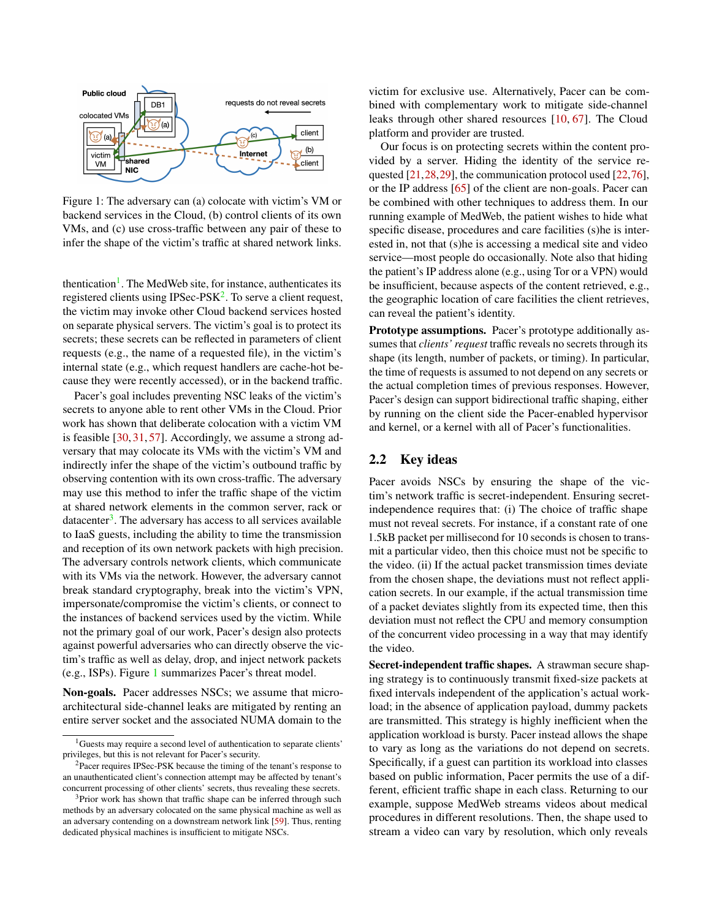Figure 1: The adversary can (a) colocate with victim's VM or backend services in the Cloud, (b) control clients of its own VMs, and (c) use cross-traffic between any pair of these to infer the shape of the victim's traffic at shared network links.

thentication[1]. The MedWeb site, for instance, authenticates its registered clients using IPSec-PSK[2]. To serve a client request, the victim may invoke other Cloud backend services hosted on separate physical servers. The victim's goal is to protect its secrets; these secrets can be reflected in parameters of client requests (e.g., the name of a requested file), in the victim's internal state (e.g., which request handlers are cache-hot because they were recently accessed), or in the backend traffic.

Pacer's goal includes preventing NSC leaks of the victim's secrets to anyone able to rent other VMs in the Cloud. Prior work has shown that deliberate colocation with a victim VM is feasible [30, 31, 57]. Accordingly, we assume a strong adversary that may colocate its VMs with the victim's VM and indirectly infer the shape of the victim's outbound traffic by observing contention with its own cross-traffic. The adversary may use this method to infer the traffic shape of the victim at shared network elements in the common server, rack or datacenter[3]. The adversary has access to all services available to IaaS guests, including the ability to time the transmission and reception of its own network packets with high precision. The adversary controls network clients, which communicate with its VMs via the network. However, the adversary cannot break standard cryptography, break into the victim's VPN, impersonate/compromise the victim's clients, or connect to the instances of backend services used by the victim. While not the primary goal of our work, Pacer's design also protects against powerful adversaries who can directly observe the victim's traffic as well as delay, drop, and inject network packets (e.g., ISPs). Figure 1 summarizes Pacer's threat model.

**Non-goals.** Pacer addresses NSCs; we assume that microarchitectural side-channel leaks are mitigated by renting an entire server socket and the associated NUMA domain to the victim for exclusive use. Alternatively, Pacer can be combined with complementary work to mitigate side-channel leaks through other shared resources [10, 67]. The Cloud platform and provider are trusted.

Our focus is on protecting secrets within the content provided by a server. Hiding the identity of the service requested [21, 28, 29], the communication protocol used [22, 76], or the IP address [65] of the client are non-goals. Pacer can be combined with other techniques to address them. In our running example of MedWeb, the patient wishes to hide what specific disease, procedures and care facilities (s)he is interested in, not that (s)he is accessing a medical site and video service—most people do occasionally. Note also that hiding the patient's IP address alone (e.g., using Tor or a VPN) would be insufficient, because aspects of the content retrieved, e.g., the geographic location of care facilities the client retrieves, can reveal the patient's identity.

**Prototype assumptions.** Pacer's prototype additionally assumes that *clients' request* traffic reveals no secrets through its shape (its length, number of packets, or timing). In particular, the time of requests is assumed to not depend on any secrets or the actual completion times of previous responses. However, Pacer's design can support bidirectional traffic shaping, either by running on the client side the Pacer-enabled hypervisor and kernel, or a kernel with all of Pacer's functionalities.

## 2.2 Key ideas

Pacer avoids NSCs by ensuring the shape of the victim's network traffic is secret-independent. Ensuring secret-independence requires that: (i) The choice of traffic shape must not reveal secrets. For instance, if a constant rate of one 1.5kB packet per millisecond for 10 seconds is chosen to transmit a particular video, then this choice must not be specific to the video. (ii) If the actual packet transmission times deviate from the chosen shape, the deviations must not reflect application secrets. In our example, if the actual transmission time of a packet deviates slightly from its expected time, then this deviation must not reflect the CPU and memory consumption of the concurrent video processing in a way that may identify the video.

**Secret-independent traffic shapes.** A strawman secure shaping strategy is to continuously transmit fixed-size packets at fixed intervals independent of the application's actual workload; in the absence of application payload, dummy packets are transmitted. This strategy is highly inefficient when the application workload is bursty. Pacer instead allows the shape to vary as long as the variations do not depend on secrets. Specifically, if a guest can partition its workload into classes based on public information, Pacer permits the use of a different, efficient traffic shape in each class. Returning to our example, suppose MedWeb streams videos about medical procedures in different resolutions. Then, the shape used to stream a video can vary by resolution, which only reveals

[1] Guests may require a second level of authentication to separate clients' privileges, but this is not relevant for Pacer's security.

[2] Pacer requires IPSec-PSK because the timing of the tenant's response to an unauthenticated client's connection attempt may be affected by tenant's concurrent processing of other clients' secrets, thus revealing these secrets.

[3] Prior work has shown that traffic shape can be inferred through such methods by an adversary colocated on the same physical machine as well as an adversary contending on a downstream network link [59]. Thus, renting dedicated physical machines is insufficient to mitigate NSCs.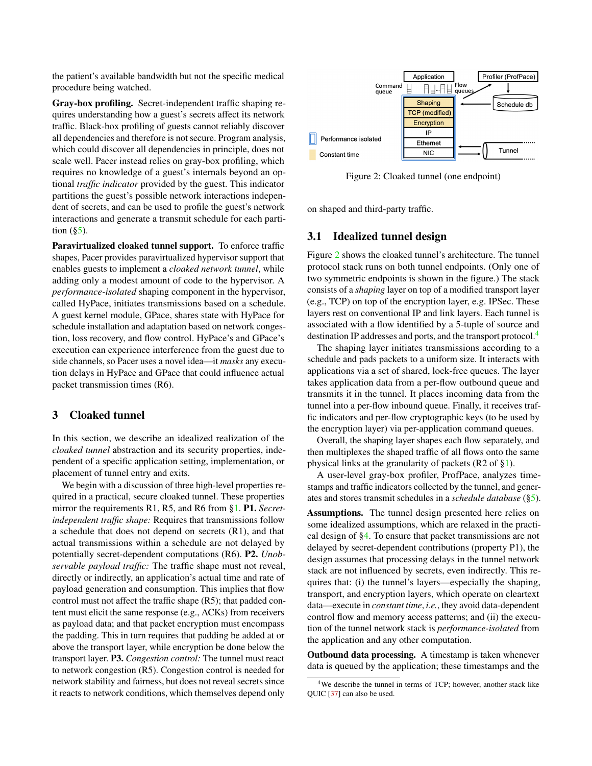the patient's available bandwidth but not the specific medical procedure being watched.

**Gray-box profiling.** Secret-independent traffic shaping requires understanding how a guest's secrets affect its network traffic. Black-box profiling of guests cannot reliably discover all dependencies and therefore is not secure. Program analysis, which could discover all dependencies in principle, does not scale well. Pacer instead relies on gray-box profiling, which requires no knowledge of a guest's internals beyond an optional *traffic indicator* provided by the guest. This indicator partitions the guest's possible network interactions independent of secrets, and can be used to profile the guest's network interactions and generate a transmit schedule for each partition (§5).

**Paravirtualized cloaked tunnel support.** To enforce traffic shapes, Pacer provides paravirtualized hypervisor support that enables guests to implement a *cloaked network tunnel*, while adding only a modest amount of code to the hypervisor. A *performance-isolated* shaping component in the hypervisor, called HyPace, initiates transmissions based on a schedule. A guest kernel module, GPace, shares state with HyPace for schedule installation and adaptation based on network congestion, loss recovery, and flow control. HyPace's and GPace's execution can experience interference from the guest due to side channels, so Pacer uses a novel idea—it *masks* any execution delays in HyPace and GPace that could influence actual packet transmission times (R6).

## 3 Cloaked tunnel

In this section, we describe an idealized realization of the *cloaked tunnel* abstraction and its security properties, independent of a specific application setting, implementation, or placement of tunnel entry and exits.

We begin with a discussion of three high-level properties required in a practical, secure cloaked tunnel. These properties mirror the requirements R1, R5, and R6 from §1. **P1.** *Secret-independent traffic shape:* Requires that transmissions follow a schedule that does not depend on secrets (R1), and that actual transmissions within a schedule are not delayed by potentially secret-dependent computations (R6). **P2.** *Unobservable payload traffic:* The traffic shape must not reveal, directly or indirectly, an application's actual time and rate of payload generation and consumption. This implies that flow control must not affect the traffic shape (R5); that padded content must elicit the same response (e.g., ACKs) from receivers as payload data; and that packet encryption must encompass the padding. This in turn requires that padding be added at or above the transport layer, while encryption be done below the transport layer. **P3.** *Congestion control:* The tunnel must react to network congestion (R5). Congestion control is needed for network stability and fairness, but does not reveal secrets since it reacts to network conditions, which themselves depend only on shaped and third-party traffic.

Figure 2: Cloaked tunnel (one endpoint)

### 3.1 Idealized tunnel design

Figure 2 shows the cloaked tunnel's architecture. The tunnel protocol stack runs on both tunnel endpoints. (Only one of two symmetric endpoints is shown in the figure.) The stack consists of a *shaping* layer on top of a modified transport layer (e.g., TCP) on top of the encryption layer, e.g. IPSec. These layers rest on conventional IP and link layers. Each tunnel is associated with a flow identified by a 5-tuple of source and destination IP addresses and ports, and the transport protocol.[4]

The shaping layer initiates transmissions according to a schedule and pads packets to a uniform size. It interacts with applications via a set of shared, lock-free queues. The layer takes application data from a per-flow outbound queue and transmits it in the tunnel. It places incoming data from the tunnel into a per-flow inbound queue. Finally, it receives traffic indicators and per-flow cryptographic keys (to be used by the encryption layer) via per-application command queues.

Overall, the shaping layer shapes each flow separately, and then multiplexes the shaped traffic of all flows onto the same physical links at the granularity of packets (R2 of §1).

A user-level gray-box profiler, ProfPace, analyzes timestamps and traffic indicators collected by the tunnel, and generates and stores transmit schedules in a *schedule database* (§5).

**Assumptions.** The tunnel design presented here relies on some idealized assumptions, which are relaxed in the practical design of §4. To ensure that packet transmissions are not delayed by secret-dependent contributions (property P1), the design assumes that processing delays in the tunnel network stack are not influenced by secrets, even indirectly. This requires that: (i) the tunnel's layers—especially the shaping, transport, and encryption layers, which operate on cleartext data—execute in *constant time*, *i.e.*, they avoid data-dependent control flow and memory access patterns; and (ii) the execution of the tunnel network stack is *performance-isolated* from the application and any other computation.

**Outbound data processing.** A timestamp is taken whenever data is queued by the application; these timestamps and the

[4] We describe the tunnel in terms of TCP; however, another stack like QUIC [37] can also be used.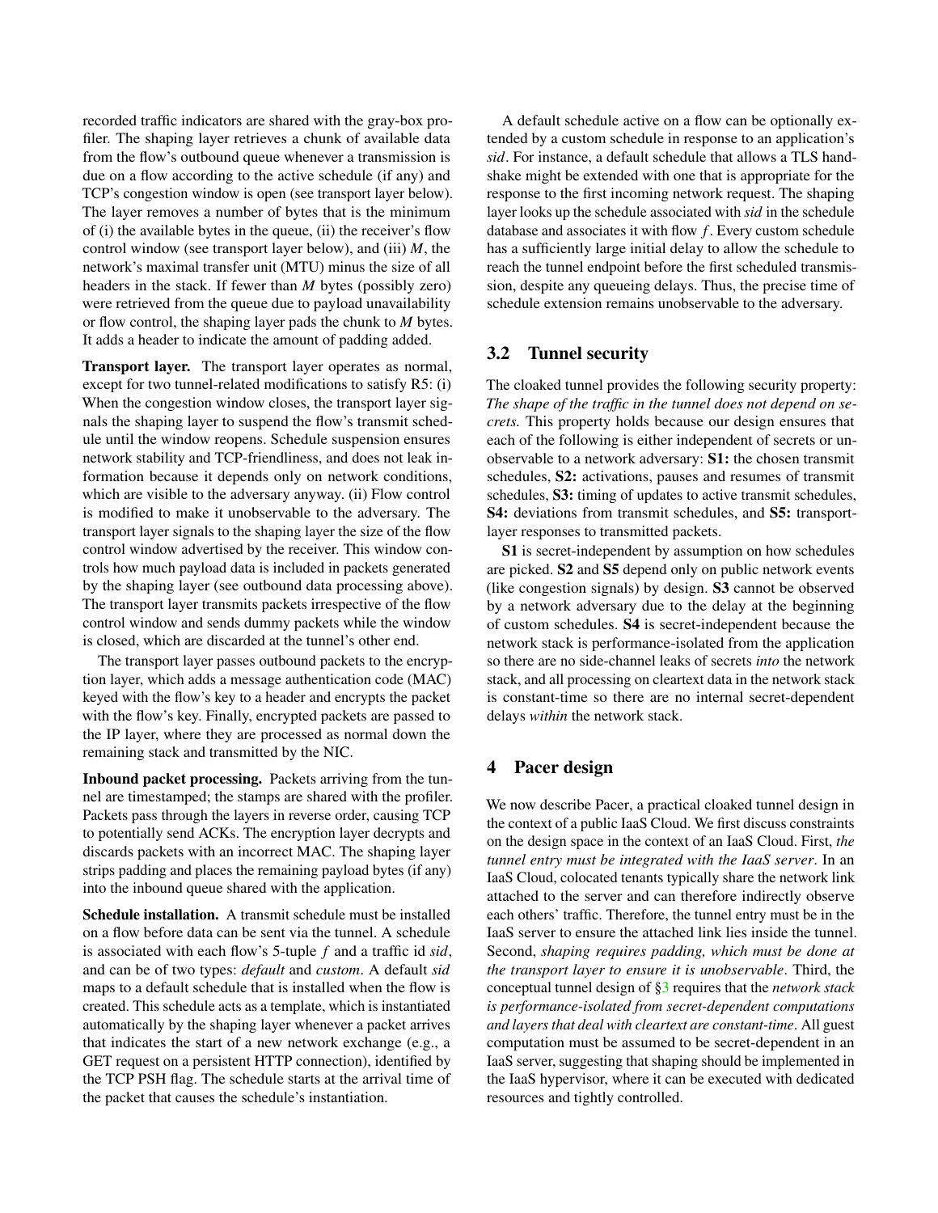recorded traffic indicators are shared with the gray-box profiler. The shaping layer retrieves a chunk of available data from the flow's outbound queue whenever a transmission is due on a flow according to the active schedule (if any) and TCP's congestion window is open (see transport layer below). The layer removes a number of bytes that is the minimum of (i) the available bytes in the queue, (ii) the receiver's flow control window (see transport layer below), and (iii) $M$, the network's maximal transfer unit (MTU) minus the size of all headers in the stack. If fewer than $M$ bytes (possibly zero) were retrieved from the queue due to payload unavailability or flow control, the shaping layer pads the chunk to $M$ bytes. It adds a header to indicate the amount of padding added.

**Transport layer.** The transport layer operates as normal, except for two tunnel-related modifications to satisfy R5: (i) When the congestion window closes, the transport layer signals the shaping layer to suspend the flow's transmit schedule until the window reopens. Schedule suspension ensures network stability and TCP-friendliness, and does not leak information because it depends only on network conditions, which are visible to the adversary anyway. (ii) Flow control is modified to make it unobservable to the adversary. The transport layer signals to the shaping layer the size of the flow control window advertised by the receiver. This window controls how much payload data is included in packets generated by the shaping layer (see outbound data processing above). The transport layer transmits packets irrespective of the flow control window and sends dummy packets while the window is closed, which are discarded at the tunnel's other end.

The transport layer passes outbound packets to the encryption layer, which adds a message authentication code (MAC) keyed with the flow's key to a header and encrypts the packet with the flow's key. Finally, encrypted packets are passed to the IP layer, where they are processed as normal down the remaining stack and transmitted by the NIC.

**Inbound packet processing.** Packets arriving from the tunnel are timestamped; the stamps are shared with the profiler. Packets pass through the layers in reverse order, causing TCP to potentially send ACKs. The encryption layer decrypts and discards packets with an incorrect MAC. The shaping layer strips padding and places the remaining payload bytes (if any) into the inbound queue shared with the application.

**Schedule installation.** A transmit schedule must be installed on a flow before data can be sent via the tunnel. A schedule is associated with each flow's 5-tuple $f$ and a traffic id *sid*, and can be of two types: *default* and *custom*. A default *sid* maps to a default schedule that is installed when the flow is created. This schedule acts as a template, which is instantiated automatically by the shaping layer whenever a packet arrives that indicates the start of a new network exchange (e.g., a GET request on a persistent HTTP connection), identified by the TCP PSH flag. The schedule starts at the arrival time of the packet that causes the schedule's instantiation.

A default schedule active on a flow can be optionally extended by a custom schedule in response to an application's *sid*. For instance, a default schedule that allows a TLS handshake might be extended with one that is appropriate for the response to the first incoming network request. The shaping layer looks up the schedule associated with *sid* in the schedule database and associates it with flow $f$. Every custom schedule has a sufficiently large initial delay to allow the schedule to reach the tunnel endpoint before the first scheduled transmission, despite any queueing delays. Thus, the precise time of schedule extension remains unobservable to the adversary.

## 3.2 Tunnel security

The cloaked tunnel provides the following security property: *The shape of the traffic in the tunnel does not depend on secrets.* This property holds because our design ensures that each of the following is either independent of secrets or unobservable to a network adversary: **S1:** the chosen transmit schedules, **S2:** activations, pauses and resumes of transmit schedules, **S3:** timing of updates to active transmit schedules, **S4:** deviations from transmit schedules, and **S5:** transport-layer responses to transmitted packets.

**S1** is secret-independent by assumption on how schedules are picked. **S2** and **S5** depend only on public network events (like congestion signals) by design. **S3** cannot be observed by a network adversary due to the delay at the beginning of custom schedules. **S4** is secret-independent because the network stack is performance-isolated from the application so there are no side-channel leaks of secrets *into* the network stack, and all processing on cleartext data in the network stack is constant-time so there are no internal secret-dependent delays *within* the network stack.

# 4 Pacer design

We now describe Pacer, a practical cloaked tunnel design in the context of a public IaaS Cloud. We first discuss constraints on the design space in the context of an IaaS Cloud. First, *the tunnel entry must be integrated with the IaaS server*. In an IaaS Cloud, colocated tenants typically share the network link attached to the server and can therefore indirectly observe each others' traffic. Therefore, the tunnel entry must be in the IaaS server to ensure the attached link lies inside the tunnel. Second, *shaping requires padding, which must be done at the transport layer to ensure it is unobservable*. Third, the conceptual tunnel design of §3 requires that the *network stack is performance-isolated from secret-dependent computations and layers that deal with cleartext are constant-time*. All guest computation must be assumed to be secret-dependent in an IaaS server, suggesting that shaping should be implemented in the IaaS hypervisor, where it can be executed with dedicated resources and tightly controlled.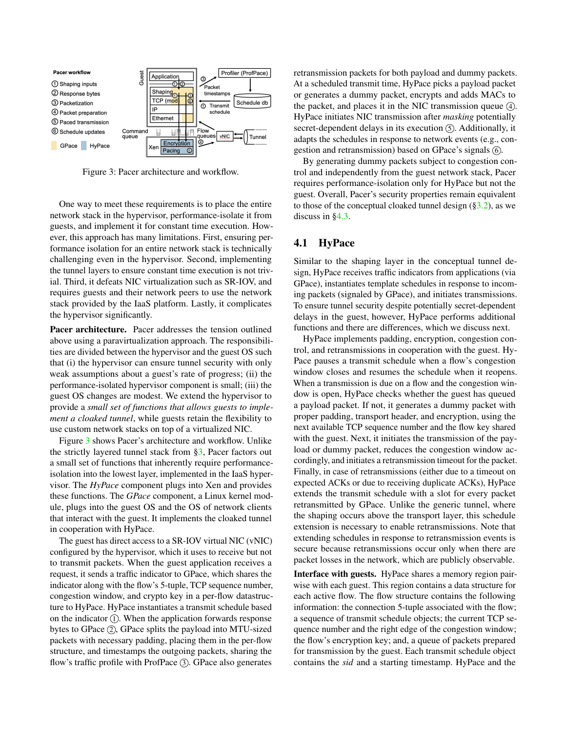Figure 3: Pacer architecture and workflow.

One way to meet these requirements is to place the entire network stack in the hypervisor, performance-isolate it from guests, and implement it for constant time execution. However, this approach has many limitations. First, ensuring performance isolation for an entire network stack is technically challenging even in the hypervisor. Second, implementing the tunnel layers to ensure constant time execution is not trivial. Third, it defeats NIC virtualization such as SR-IOV, and requires guests and their network peers to use the network stack provided by the IaaS platform. Lastly, it complicates the hypervisor significantly.

**Pacer architecture.** Pacer addresses the tension outlined above using a paravirtualization approach. The responsibilities are divided between the hypervisor and the guest OS such that (i) the hypervisor can ensure tunnel security with only weak assumptions about a guest's rate of progress; (ii) the performance-isolated hypervisor component is small; (iii) the guest OS changes are modest. We extend the hypervisor to provide a *small set of functions that allows guests to implement a cloaked tunnel*, while guests retain the flexibility to use custom network stacks on top of a virtualized NIC.

Figure 3 shows Pacer's architecture and workflow. Unlike the strictly layered tunnel stack from §3, Pacer factors out a small set of functions that inherently require performance-isolation into the lowest layer, implemented in the IaaS hypervisor. The *HyPace* component plugs into Xen and provides these functions. The *GPace* component, a Linux kernel module, plugs into the guest OS and the OS of network clients that interact with the guest. It implements the cloaked tunnel in cooperation with HyPace.

The guest has direct access to a SR-IOV virtual NIC (vNIC) configured by the hypervisor, which it uses to receive but not to transmit packets. When the guest application receives a request, it sends a traffic indicator to GPace, which shares the indicator along with the flow's 5-tuple, TCP sequence number, congestion window, and crypto key in a per-flow datastructure to HyPace. HyPace instantiates a transmit schedule based on the indicator ①. When the application forwards response bytes to GPace ②, GPace splits the payload into MTU-sized packets with necessary padding, placing them in the per-flow structure, and timestamps the outgoing packets, sharing the flow's traffic profile with ProfPace ③. GPace also generates retransmission packets for both payload and dummy packets. At a scheduled transmit time, HyPace picks a payload packet or generates a dummy packet, encrypts and adds MACs to the packet, and places it in the NIC transmission queue ④. HyPace initiates NIC transmission after *masking* potentially secret-dependent delays in its execution ⑤. Additionally, it adapts the schedules in response to network events (e.g., congestion and retransmission) based on GPace's signals ⑥.

By generating dummy packets subject to congestion control and independently from the guest network stack, Pacer requires performance-isolation only for HyPace but not the guest. Overall, Pacer's security properties remain equivalent to those of the conceptual cloaked tunnel design (§3.2), as we discuss in §4.3.

## 4.1 HyPace

Similar to the shaping layer in the conceptual tunnel design, HyPace receives traffic indicators from applications (via GPace), instantiates template schedules in response to incoming packets (signaled by GPace), and initiates transmissions. To ensure tunnel security despite potentially secret-dependent delays in the guest, however, HyPace performs additional functions and there are differences, which we discuss next.

HyPace implements padding, encryption, congestion control, and retransmissions in cooperation with the guest. HyPace pauses a transmit schedule when a flow's congestion window closes and resumes the schedule when it reopens. When a transmission is due on a flow and the congestion window is open, HyPace checks whether the guest has queued a payload packet. If not, it generates a dummy packet with proper padding, transport header, and encryption, using the next available TCP sequence number and the flow key shared with the guest. Next, it initiates the transmission of the payload or dummy packet, reduces the congestion window accordingly, and initiates a retransmission timeout for the packet. Finally, in case of retransmissions (either due to a timeout on expected ACKs or due to receiving duplicate ACKs), HyPace extends the transmit schedule with a slot for every packet retransmitted by GPace. Unlike the generic tunnel, where the shaping occurs above the transport layer, this schedule extension is necessary to enable retransmissions. Note that extending schedules in response to retransmission events is secure because retransmissions occur only when there are packet losses in the network, which are publicly observable.

**Interface with guests.** HyPace shares a memory region pairwise with each guest. This region contains a data structure for each active flow. The flow structure contains the following information: the connection 5-tuple associated with the flow; a sequence of transmit schedule objects; the current TCP sequence number and the right edge of the congestion window; the flow's encryption key; and, a queue of packets prepared for transmission by the guest. Each transmit schedule object contains the *sid* and a starting timestamp. HyPace and the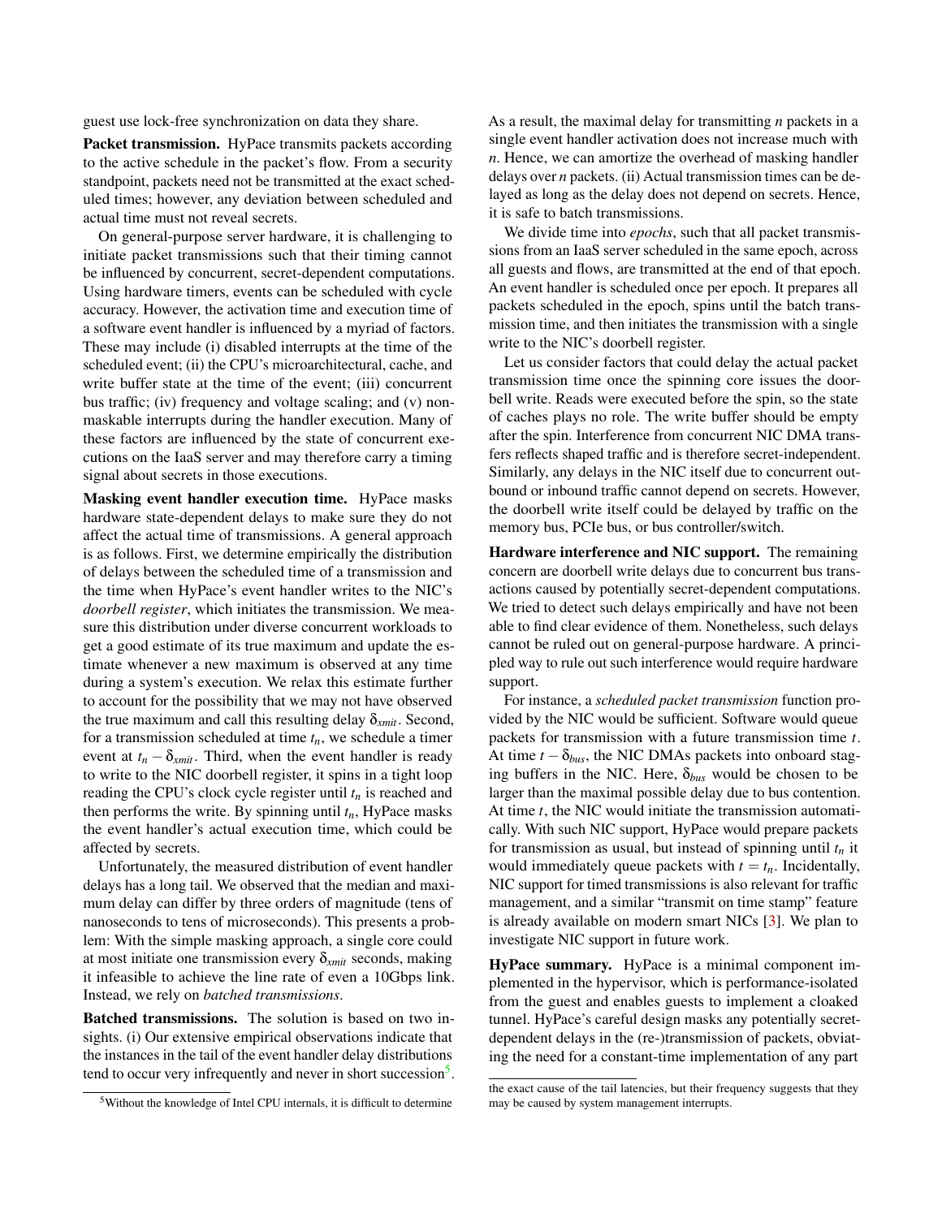guest use lock-free synchronization on data they share.

**Packet transmission.** HyPace transmits packets according to the active schedule in the packet's flow. From a security standpoint, packets need not be transmitted at the exact scheduled times; however, any deviation between scheduled and actual time must not reveal secrets.

On general-purpose server hardware, it is challenging to initiate packet transmissions such that their timing cannot be influenced by concurrent, secret-dependent computations. Using hardware timers, events can be scheduled with cycle accuracy. However, the activation time and execution time of a software event handler is influenced by a myriad of factors. These may include (i) disabled interrupts at the time of the scheduled event; (ii) the CPU's microarchitectural, cache, and write buffer state at the time of the event; (iii) concurrent bus traffic; (iv) frequency and voltage scaling; and (v) non-maskable interrupts during the handler execution. Many of these factors are influenced by the state of concurrent executions on the IaaS server and may therefore carry a timing signal about secrets in those executions.

**Masking event handler execution time.** HyPace masks hardware state-dependent delays to make sure they do not affect the actual time of transmissions. A general approach is as follows. First, we determine empirically the distribution of delays between the scheduled time of a transmission and the time when HyPace's event handler writes to the NIC's *doorbell register*, which initiates the transmission. We measure this distribution under diverse concurrent workloads to get a good estimate of its true maximum and update the estimate whenever a new maximum is observed at any time during a system's execution. We relax this estimate further to account for the possibility that we may not have observed the true maximum and call this resulting delay $\delta_{xmit}$. Second, for a transmission scheduled at time $t_n$, we schedule a timer event at $t_n - \delta_{xmit}$. Third, when the event handler is ready to write to the NIC doorbell register, it spins in a tight loop reading the CPU's clock cycle register until $t_n$ is reached and then performs the write. By spinning until $t_n$, HyPace masks the event handler's actual execution time, which could be affected by secrets.

Unfortunately, the measured distribution of event handler delays has a long tail. We observed that the median and maximum delay can differ by three orders of magnitude (tens of nanoseconds to tens of microseconds). This presents a problem: With the simple masking approach, a single core could at most initiate one transmission every $\delta_{xmit}$ seconds, making it infeasible to achieve the line rate of even a 10Gbps link. Instead, we rely on *batched transmissions*.

**Batched transmissions.** The solution is based on two insights. (i) Our extensive empirical observations indicate that the instances in the tail of the event handler delay distributions tend to occur very infrequently and never in short succession[5]. As a result, the maximal delay for transmitting *n* packets in a single event handler activation does not increase much with *n*. Hence, we can amortize the overhead of masking handler delays over *n* packets. (ii) Actual transmission times can be delayed as long as the delay does not depend on secrets. Hence, it is safe to batch transmissions.

We divide time into *epochs*, such that all packet transmissions from an IaaS server scheduled in the same epoch, across all guests and flows, are transmitted at the end of that epoch. An event handler is scheduled once per epoch. It prepares all packets scheduled in the epoch, spins until the batch transmission time, and then initiates the transmission with a single write to the NIC's doorbell register.

Let us consider factors that could delay the actual packet transmission time once the spinning core issues the doorbell write. Reads were executed before the spin, so the state of caches plays no role. The write buffer should be empty after the spin. Interference from concurrent NIC DMA transfers reflects shaped traffic and is therefore secret-independent. Similarly, any delays in the NIC itself due to concurrent outbound or inbound traffic cannot depend on secrets. However, the doorbell write itself could be delayed by traffic on the memory bus, PCIe bus, or bus controller/switch.

**Hardware interference and NIC support.** The remaining concern are doorbell write delays due to concurrent bus transactions caused by potentially secret-dependent computations. We tried to detect such delays empirically and have not been able to find clear evidence of them. Nonetheless, such delays cannot be ruled out on general-purpose hardware. A principled way to rule out such interference would require hardware support.

For instance, a *scheduled packet transmission* function provided by the NIC would be sufficient. Software would queue packets for transmission with a future transmission time $t$. At time $t - \delta_{bus}$, the NIC DMAs packets into onboard staging buffers in the NIC. Here, $\delta_{bus}$ would be chosen to be larger than the maximal possible delay due to bus contention. At time $t$, the NIC would initiate the transmission automatically. With such NIC support, HyPace would prepare packets for transmission as usual, but instead of spinning until $t_n$ it would immediately queue packets with $t = t_n$. Incidentally, NIC support for timed transmissions is also relevant for traffic management, and a similar "transmit on time stamp" feature is already available on modern smart NICs [3]. We plan to investigate NIC support in future work.

**HyPace summary.** HyPace is a minimal component implemented in the hypervisor, which is performance-isolated from the guest and enables guests to implement a cloaked tunnel. HyPace's careful design masks any potentially secret-dependent delays in the (re-)transmission of packets, obviating the need for a constant-time implementation of any part

[5]Without the knowledge of Intel CPU internals, it is difficult to determine the exact cause of the tail latencies, but their frequency suggests that they may be caused by system management interrupts.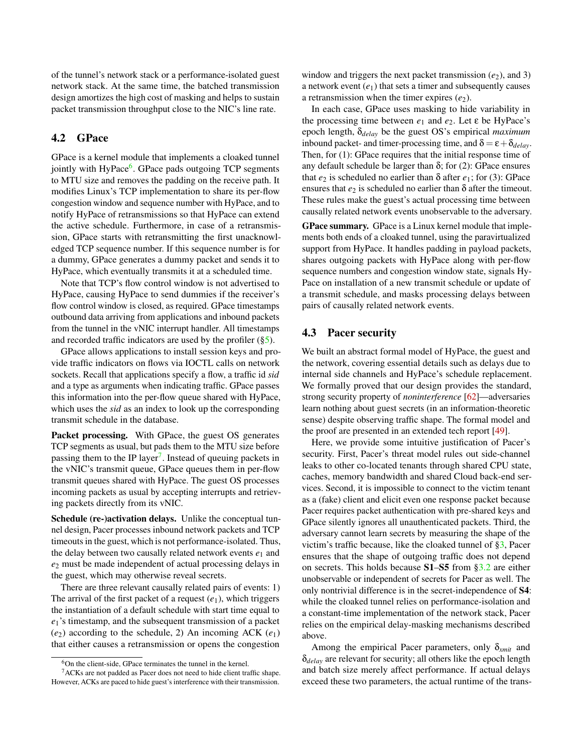of the tunnel's network stack or a performance-isolated guest network stack. At the same time, the batched transmission design amortizes the high cost of masking and helps to sustain packet transmission throughput close to the NIC's line rate.

## 4.2 GPace

GPace is a kernel module that implements a cloaked tunnel jointly with HyPace[6]. GPace pads outgoing TCP segments to MTU size and removes the padding on the receive path. It modifies Linux's TCP implementation to share its per-flow congestion window and sequence number with HyPace, and to notify HyPace of retransmissions so that HyPace can extend the active schedule. Furthermore, in case of a retransmission, GPace starts with retransmitting the first unacknowledged TCP sequence number. If this sequence number is for a dummy, GPace generates a dummy packet and sends it to HyPace, which eventually transmits it at a scheduled time.

Note that TCP's flow control window is not advertised to HyPace, causing HyPace to send dummies if the receiver's flow control window is closed, as required. GPace timestamps outbound data arriving from applications and inbound packets from the tunnel in the vNIC interrupt handler. All timestamps and recorded traffic indicators are used by the profiler (§5).

GPace allows applications to install session keys and provide traffic indicators on flows via IOCTL calls on network sockets. Recall that applications specify a flow, a traffic id *sid* and a type as arguments when indicating traffic. GPace passes this information into the per-flow queue shared with HyPace, which uses the *sid* as an index to look up the corresponding transmit schedule in the database.

**Packet processing.** With GPace, the guest OS generates TCP segments as usual, but pads them to the MTU size before passing them to the IP layer[7]. Instead of queuing packets in the vNIC's transmit queue, GPace queues them in per-flow transmit queues shared with HyPace. The guest OS processes incoming packets as usual by accepting interrupts and retrieving packets directly from its vNIC.

**Schedule (re-)activation delays.** Unlike the conceptual tunnel design, Pacer processes inbound network packets and TCP timeouts in the guest, which is not performance-isolated. Thus, the delay between two causally related network events $e_1$ and $e_2$ must be made independent of actual processing delays in the guest, which may otherwise reveal secrets.

There are three relevant causally related pairs of events: 1) The arrival of the first packet of a request ($e_1$), which triggers the instantiation of a default schedule with start time equal to $e_1$'s timestamp, and the subsequent transmission of a packet ($e_2$) according to the schedule, 2) An incoming ACK ($e_1$) that either causes a retransmission or opens the congestion window and triggers the next packet transmission ($e_2$), and 3) a network event ($e_1$) that sets a timer and subsequently causes a retransmission when the timer expires ($e_2$).

In each case, GPace uses masking to hide variability in the processing time between $e_1$ and $e_2$. Let $\varepsilon$ be HyPace's epoch length, $\delta_{delay}$ be the guest OS's empirical *maximum* inbound packet- and timer-processing time, and $\delta = \varepsilon + \delta_{delay}$. Then, for (1): GPace requires that the initial response time of any default schedule be larger than $\delta$; for (2): GPace ensures that $e_2$ is scheduled no earlier than $\delta$ after $e_1$; for (3): GPace ensures that $e_2$ is scheduled no earlier than $\delta$ after the timeout. These rules make the guest's actual processing time between causally related network events unobservable to the adversary.

**GPace summary.** GPace is a Linux kernel module that implements both ends of a cloaked tunnel, using the paravirtualized support from HyPace. It handles padding in payload packets, shares outgoing packets with HyPace along with per-flow sequence numbers and congestion window state, signals HyPace on installation of a new transmit schedule or update of a transmit schedule, and masks processing delays between pairs of causally related network events.

## 4.3 Pacer security

We built an abstract formal model of HyPace, the guest and the network, covering essential details such as delays due to internal side channels and HyPace's schedule replacement. We formally proved that our design provides the standard, strong security property of *noninterference* [62]—adversaries learn nothing about guest secrets (in an information-theoretic sense) despite observing traffic shape. The formal model and the proof are presented in an extended tech report [49].

Here, we provide some intuitive justification of Pacer's security. First, Pacer's threat model rules out side-channel leaks to other co-located tenants through shared CPU state, caches, memory bandwidth and shared Cloud back-end services. Second, it is impossible to connect to the victim tenant as a (fake) client and elicit even one response packet because Pacer requires packet authentication with pre-shared keys and GPace silently ignores all unauthenticated packets. Third, the adversary cannot learn secrets by measuring the shape of the victim's traffic because, like the cloaked tunnel of §3, Pacer ensures that the shape of outgoing traffic does not depend on secrets. This holds because **S1**–**S5** from §3.2 are either unobservable or independent of secrets for Pacer as well. The only nontrivial difference is in the secret-independence of **S4**: while the cloaked tunnel relies on performance-isolation and a constant-time implementation of the network stack, Pacer relies on the empirical delay-masking mechanisms described above.

Among the empirical Pacer parameters, only $\delta_{xmit}$ and $\delta_{delay}$ are relevant for security; all others like the epoch length and batch size merely affect performance. If actual delays exceed these two parameters, the actual runtime of the trans-

[6] On the client-side, GPace terminates the tunnel in the kernel.

[7] ACKs are not padded as Pacer does not need to hide client traffic shape. However, ACKs are paced to hide guest's interference with their transmission.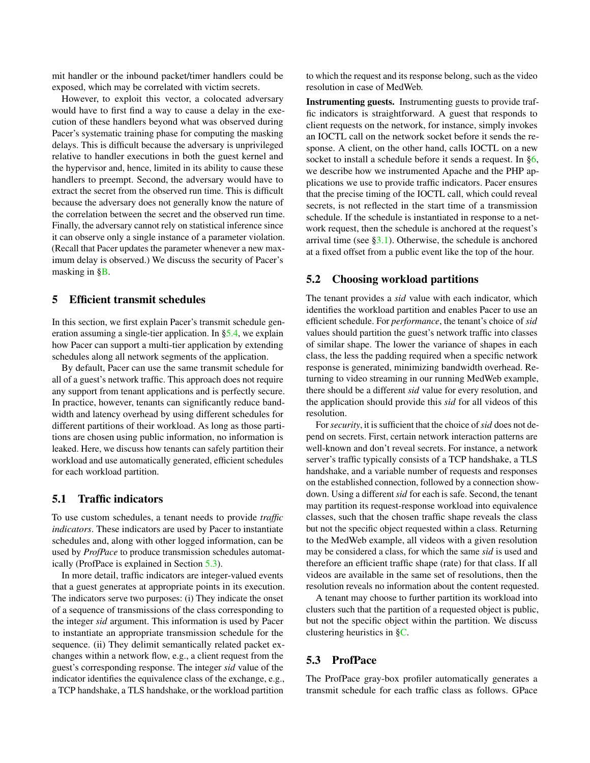mit handler or the inbound packet/timer handlers could be exposed, which may be correlated with victim secrets.

However, to exploit this vector, a colocated adversary would have to first find a way to cause a delay in the execution of these handlers beyond what was observed during Pacer's systematic training phase for computing the masking delays. This is difficult because the adversary is unprivileged relative to handler executions in both the guest kernel and the hypervisor and, hence, limited in its ability to cause these handlers to preempt. Second, the adversary would have to extract the secret from the observed run time. This is difficult because the adversary does not generally know the nature of the correlation between the secret and the observed run time. Finally, the adversary cannot rely on statistical inference since it can observe only a single instance of a parameter violation. (Recall that Pacer updates the parameter whenever a new maximum delay is observed.) We discuss the security of Pacer's masking in §B.

## 5 Efficient transmit schedules

In this section, we first explain Pacer's transmit schedule generation assuming a single-tier application. In §5.4, we explain how Pacer can support a multi-tier application by extending schedules along all network segments of the application.

By default, Pacer can use the same transmit schedule for all of a guest's network traffic. This approach does not require any support from tenant applications and is perfectly secure. In practice, however, tenants can significantly reduce bandwidth and latency overhead by using different schedules for different partitions of their workload. As long as those partitions are chosen using public information, no information is leaked. Here, we discuss how tenants can safely partition their workload and use automatically generated, efficient schedules for each workload partition.

### 5.1 Traffic indicators

To use custom schedules, a tenant needs to provide *traffic indicators*. These indicators are used by Pacer to instantiate schedules and, along with other logged information, can be used by *ProfPace* to produce transmission schedules automatically (ProfPace is explained in Section 5.3).

In more detail, traffic indicators are integer-valued events that a guest generates at appropriate points in its execution. The indicators serve two purposes: (i) They indicate the onset of a sequence of transmissions of the class corresponding to the integer *sid* argument. This information is used by Pacer to instantiate an appropriate transmission schedule for the sequence. (ii) They delimit semantically related packet exchanges within a network flow, e.g., a client request from the guest's corresponding response. The integer *sid* value of the indicator identifies the equivalence class of the exchange, e.g., a TCP handshake, a TLS handshake, or the workload partition to which the request and its response belong, such as the video resolution in case of MedWeb.

**Instrumenting guests.** Instrumenting guests to provide traffic indicators is straightforward. A guest that responds to client requests on the network, for instance, simply invokes an IOCTL call on the network socket before it sends the response. A client, on the other hand, calls IOCTL on a new socket to install a schedule before it sends a request. In §6, we describe how we instrumented Apache and the PHP applications we use to provide traffic indicators. Pacer ensures that the precise timing of the IOCTL call, which could reveal secrets, is not reflected in the start time of a transmission schedule. If the schedule is instantiated in response to a network request, then the schedule is anchored at the request's arrival time (see §3.1). Otherwise, the schedule is anchored at a fixed offset from a public event like the top of the hour.

### 5.2 Choosing workload partitions

The tenant provides a *sid* value with each indicator, which identifies the workload partition and enables Pacer to use an efficient schedule. For *performance*, the tenant's choice of *sid* values should partition the guest's network traffic into classes of similar shape. The lower the variance of shapes in each class, the less the padding required when a specific network response is generated, minimizing bandwidth overhead. Returning to video streaming in our running MedWeb example, there should be a different *sid* value for every resolution, and the application should provide this *sid* for all videos of this resolution.

For *security*, it is sufficient that the choice of *sid* does not depend on secrets. First, certain network interaction patterns are well-known and don't reveal secrets. For instance, a network server's traffic typically consists of a TCP handshake, a TLS handshake, and a variable number of requests and responses on the established connection, followed by a connection showdown. Using a different *sid* for each is safe. Second, the tenant may partition its request-response workload into equivalence classes, such that the chosen traffic shape reveals the class but not the specific object requested within a class. Returning to the MedWeb example, all videos with a given resolution may be considered a class, for which the same *sid* is used and therefore an efficient traffic shape (rate) for that class. If all videos are available in the same set of resolutions, then the resolution reveals no information about the content requested.

A tenant may choose to further partition its workload into clusters such that the partition of a requested object is public, but not the specific object within the partition. We discuss clustering heuristics in §C.

### 5.3 ProfPace

The ProfPace gray-box profiler automatically generates a transmit schedule for each traffic class as follows. GPace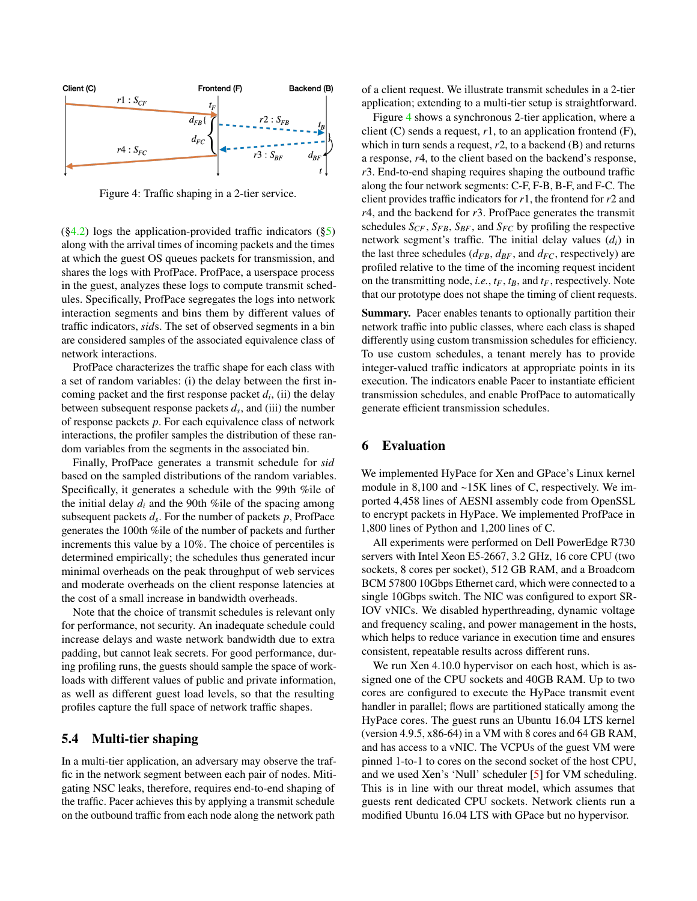Figure 4: Traffic shaping in a 2-tier service.

(§4.2) logs the application-provided traffic indicators (§5) along with the arrival times of incoming packets and the times at which the guest OS queues packets for transmission, and shares the logs with ProfPace. ProfPace, a userspace process in the guest, analyzes these logs to compute transmit schedules. Specifically, ProfPace segregates the logs into network interaction segments and bins them by different values of traffic indicators, *sid*s. The set of observed segments in a bin are considered samples of the associated equivalence class of network interactions.

ProfPace characterizes the traffic shape for each class with a set of random variables: (i) the delay between the first incoming packet and the first response packet $d_i$, (ii) the delay between subsequent response packets $d_s$, and (iii) the number of response packets $p$. For each equivalence class of network interactions, the profiler samples the distribution of these random variables from the segments in the associated bin.

Finally, ProfPace generates a transmit schedule for *sid* based on the sampled distributions of the random variables. Specifically, it generates a schedule with the 99th %ile of the initial delay $d_i$ and the 90th %ile of the spacing among subsequent packets $d_s$. For the number of packets $p$, ProfPace generates the 100th %ile of the number of packets and further increments this value by a 10%. The choice of percentiles is determined empirically; the schedules thus generated incur minimal overheads on the peak throughput of web services and moderate overheads on the client response latencies at the cost of a small increase in bandwidth overheads.

Note that the choice of transmit schedules is relevant only for performance, not security. An inadequate schedule could increase delays and waste network bandwidth due to extra padding, but cannot leak secrets. For good performance, during profiling runs, the guests should sample the space of workloads with different values of public and private information, as well as different guest load levels, so that the resulting profiles capture the full space of network traffic shapes.

## 5.4 Multi-tier shaping

In a multi-tier application, an adversary may observe the traffic in the network segment between each pair of nodes. Mitigating NSC leaks, therefore, requires end-to-end shaping of the traffic. Pacer achieves this by applying a transmit schedule on the outbound traffic from each node along the network path of a client request. We illustrate transmit schedules in a 2-tier application; extending to a multi-tier setup is straightforward.

Figure 4 shows a synchronous 2-tier application, where a client (C) sends a request, $r1$, to an application frontend (F), which in turn sends a request, $r2$, to a backend (B) and returns a response, $r4$, to the client based on the backend's response, $r3$. End-to-end shaping requires shaping the outbound traffic along the four network segments: C-F, F-B, B-F, and F-C. The client provides traffic indicators for $r1$, the frontend for $r2$ and $r4$, and the backend for $r3$. ProfPace generates the transmit schedules $S_{CF}$, $S_{FB}$, $S_{BF}$, and $S_{FC}$ by profiling the respective network segment's traffic. The initial delay values ($d_i$) in the last three schedules ($d_{FB}$, $d_{BF}$, and $d_{FC}$, respectively) are profiled relative to the time of the incoming request incident on the transmitting node, *i.e.*, $t_F$, $t_B$, and $t_F$, respectively. Note that our prototype does not shape the timing of client requests.

**Summary.** Pacer enables tenants to optionally partition their network traffic into public classes, where each class is shaped differently using custom transmission schedules for efficiency. To use custom schedules, a tenant merely has to provide integer-valued traffic indicators at appropriate points in its execution. The indicators enable Pacer to instantiate efficient transmission schedules, and enable ProfPace to automatically generate efficient transmission schedules.

# 6 Evaluation

We implemented HyPace for Xen and GPace's Linux kernel module in 8,100 and ~15K lines of C, respectively. We imported 4,458 lines of AESNI assembly code from OpenSSL to encrypt packets in HyPace. We implemented ProfPace in 1,800 lines of Python and 1,200 lines of C.

All experiments were performed on Dell PowerEdge R730 servers with Intel Xeon E5-2667, 3.2 GHz, 16 core CPU (two sockets, 8 cores per socket), 512 GB RAM, and a Broadcom BCM 57800 10Gbps Ethernet card, which were connected to a single 10Gbps switch. The NIC was configured to export SR-IOV vNICs. We disabled hyperthreading, dynamic voltage and frequency scaling, and power management in the hosts, which helps to reduce variance in execution time and ensures consistent, repeatable results across different runs.

We run Xen 4.10.0 hypervisor on each host, which is assigned one of the CPU sockets and 40GB RAM. Up to two cores are configured to execute the HyPace transmit event handler in parallel; flows are partitioned statically among the HyPace cores. The guest runs an Ubuntu 16.04 LTS kernel (version 4.9.5, x86-64) in a VM with 8 cores and 64 GB RAM, and has access to a vNIC. The VCPUs of the guest VM were pinned 1-to-1 to cores on the second socket of the host CPU, and we used Xen's 'Null' scheduler [5] for VM scheduling. This is in line with our threat model, which assumes that guests rent dedicated CPU sockets. Network clients run a modified Ubuntu 16.04 LTS with GPace but no hypervisor.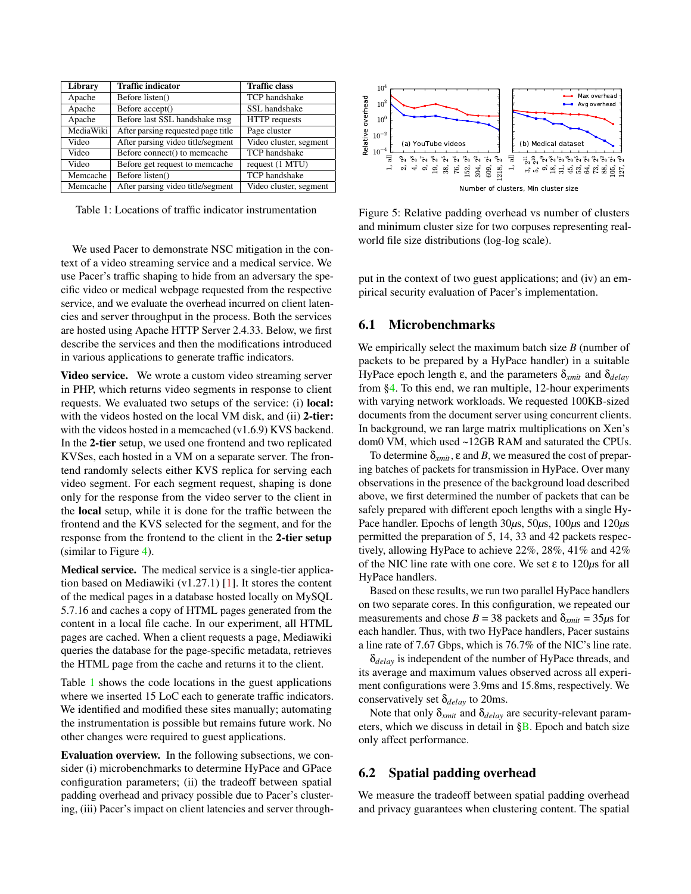| Library | Traffic indicator | Traffic class |
|---|---|---|
| Apache | Before listen() | TCP handshake |
| Apache | Before accept() | SSL handshake |
| Apache | Before last SSL handshake msg | HTTP requests |
| MediaWiki | After parsing requested page title | Page cluster |
| Video | After parsing video title/segment | Video cluster, segment |
| Video | Before connect() to memcache | TCP handshake |
| Video | Before get request to memcache | request (1 MTU) |
| Memcache | Before listen() | TCP handshake |
| Memcache | After parsing video title/segment | Video cluster, segment |

Table 1: Locations of traffic indicator instrumentation

We used Pacer to demonstrate NSC mitigation in the context of a video streaming service and a medical service. We use Pacer's traffic shaping to hide from an adversary the specific video or medical webpage requested from the respective service, and we evaluate the overhead incurred on client latencies and server throughput in the process. Both the services are hosted using Apache HTTP Server 2.4.33. Below, we first describe the services and then the modifications introduced in various applications to generate traffic indicators.

**Video service.** We wrote a custom video streaming server in PHP, which returns video segments in response to client requests. We evaluated two setups of the service: (i) **local:** with the videos hosted on the local VM disk, and (ii) **2-tier:** with the videos hosted in a memcached (v1.6.9) KVS backend. In the **2-tier** setup, we used one frontend and two replicated KVSes, each hosted in a VM on a separate server. The frontend randomly selects either KVS replica for serving each video segment. For each segment request, shaping is done only for the response from the video server to the client in the **local** setup, while it is done for the traffic between the frontend and the KVS selected for the segment, and for the response from the frontend to the client in the **2-tier setup** (similar to Figure 4).

**Medical service.** The medical service is a single-tier application based on Mediawiki (v1.27.1) [1]. It stores the content of the medical pages in a database hosted locally on MySQL 5.7.16 and caches a copy of HTML pages generated from the content in a local file cache. In our experiment, all HTML pages are cached. When a client requests a page, Mediawiki queries the database for the page-specific metadata, retrieves the HTML page from the cache and returns it to the client.

Table 1 shows the code locations in the guest applications where we inserted 15 LoC each to generate traffic indicators. We identified and modified these sites manually; automating the instrumentation is possible but remains future work. No other changes were required to guest applications.

**Evaluation overview.** In the following subsections, we consider (i) microbenchmarks to determine HyPace and GPace configuration parameters; (ii) the tradeoff between spatial padding overhead and privacy possible due to Pacer's clustering, (iii) Pacer's impact on client latencies and server throughput in the context of two guest applications; and (iv) an empirical security evaluation of Pacer's implementation.

Figure 5: Relative padding overhead vs number of clusters and minimum cluster size for two corpuses representing real-world file size distributions (log-log scale).

## 6.1 Microbenchmarks

We empirically select the maximum batch size $B$ (number of packets to be prepared by a HyPace handler) in a suitable HyPace epoch length $\varepsilon$, and the parameters $\delta_{xmit}$ and $\delta_{delay}$ from §4. To this end, we ran multiple, 12-hour experiments with varying network workloads. We requested 100KB-sized documents from the document server using concurrent clients. In background, we ran large matrix multiplications on Xen's dom0 VM, which used ~12GB RAM and saturated the CPUs.

To determine $\delta_{xmit}$, $\varepsilon$ and $B$, we measured the cost of preparing batches of packets for transmission in HyPace. Over many observations in the presence of the background load described above, we first determined the number of packets that can be safely prepared with different epoch lengths with a single HyPace handler. Epochs of length 30$\mu$s, 50$\mu$s, 100$\mu$s and 120$\mu$s permitted the preparation of 5, 14, 33 and 42 packets respectively, allowing HyPace to achieve 22%, 28%, 41% and 42% of the NIC line rate with one core. We set $\varepsilon$ to 120$\mu$s for all HyPace handlers.

Based on these results, we run two parallel HyPace handlers on two separate cores. In this configuration, we repeated our measurements and chose $B = 38$ packets and $\delta_{xmit} = 35\mu$s for each handler. Thus, with two HyPace handlers, Pacer sustains a line rate of 7.67 Gbps, which is 76.7% of the NIC's line rate.

$\delta_{delay}$ is independent of the number of HyPace threads, and its average and maximum values observed across all experiment configurations were 3.9ms and 15.8ms, respectively. We conservatively set $\delta_{delay}$ to 20ms.

Note that only $\delta_{xmit}$ and $\delta_{delay}$ are security-relevant parameters, which we discuss in detail in §B. Epoch and batch size only affect performance.

## 6.2 Spatial padding overhead

We measure the tradeoff between spatial padding overhead and privacy guarantees when clustering content. The spatial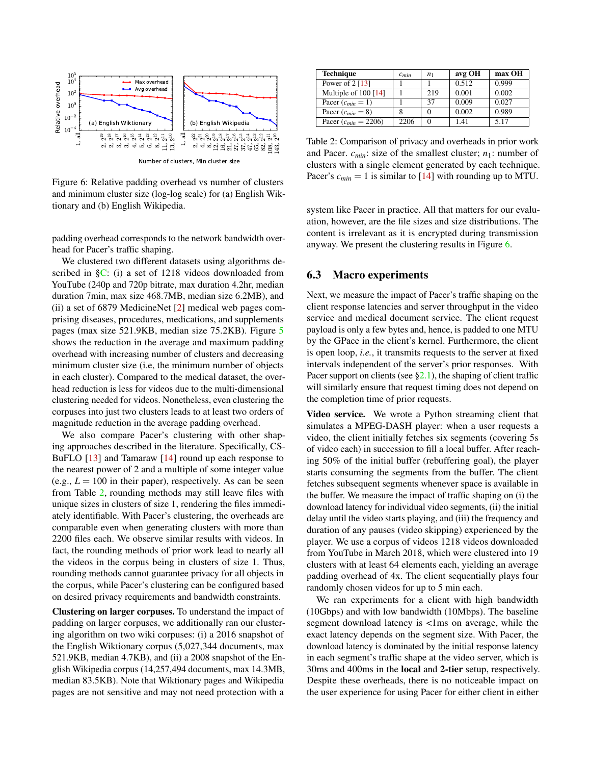Figure 6: Relative padding overhead vs number of clusters and minimum cluster size (log-log scale) for (a) English Wiktionary and (b) English Wikipedia.

padding overhead corresponds to the network bandwidth overhead for Pacer's traffic shaping.

We clustered two different datasets using algorithms described in §C: (i) a set of 1218 videos downloaded from YouTube (240p and 720p bitrate, max duration 4.2hr, median duration 7min, max size 468.7MB, median size 6.2MB), and (ii) a set of 6879 MedicineNet [2] medical web pages comprising diseases, procedures, medications, and supplements pages (max size 521.9KB, median size 75.2KB). Figure 5 shows the reduction in the average and maximum padding overhead with increasing number of clusters and decreasing minimum cluster size (i.e, the minimum number of objects in each cluster). Compared to the medical dataset, the overhead reduction is less for videos due to the multi-dimensional clustering needed for videos. Nonetheless, even clustering the corpuses into just two clusters leads to at least two orders of magnitude reduction in the average padding overhead.

We also compare Pacer's clustering with other shaping approaches described in the literature. Specifically, CS-BuFLO [13] and Tamaraw [14] round up each response to the nearest power of 2 and a multiple of some integer value (e.g., $L = 100$ in their paper), respectively. As can be seen from Table 2, rounding methods may still leave files with unique sizes in clusters of size 1, rendering the files immediately identifiable. With Pacer's clustering, the overheads are comparable even when generating clusters with more than 2200 files each. We observe similar results with videos. In fact, the rounding methods of prior work lead to nearly all the videos in the corpus being in clusters of size 1. Thus, rounding methods cannot guarantee privacy for all objects in the corpus, while Pacer's clustering can be configured based on desired privacy requirements and bandwidth constraints.

**Clustering on larger corpuses.** To understand the impact of padding on larger corpuses, we additionally ran our clustering algorithm on two wiki corpuses: (i) a 2016 snapshot of the English Wiktionary corpus (5,027,344 documents, max 521.9KB, median 4.7KB), and (ii) a 2008 snapshot of the English Wikipedia corpus (14,257,494 documents, max 14.3MB, median 83.5KB). Note that Wiktionary pages and Wikipedia pages are not sensitive and may not need protection with a system like Pacer in practice. All that matters for our evaluation, however, are the file sizes and size distributions. The content is irrelevant as it is encrypted during transmission anyway. We present the clustering results in Figure 6.

| Technique | $c_{min}$ | $n_1$ | avg OH | max OH |
|---|---|---|---|---|
| Power of 2 [13] | 1 | 1 | 0.512 | 0.999 |
| Multiple of 100 [14] | 1 | 219 | 0.001 | 0.002 |
| Pacer ($c_{min} = 1$) | 1 | 37 | 0.009 | 0.027 |
| Pacer ($c_{min} = 8$) | 8 | 0 | 0.002 | 0.989 |
| Pacer ($c_{min} = 2206$) | 2206 | 0 | 1.41 | 5.17 |

Table 2: Comparison of privacy and overheads in prior work and Pacer. $c_{min}$: size of the smallest cluster; $n_1$: number of clusters with a single element generated by each technique. Pacer's $c_{min} = 1$ is similar to [14] with rounding up to MTU.

## 6.3 Macro experiments

Next, we measure the impact of Pacer's traffic shaping on the client response latencies and server throughput in the video service and medical document service. The client request payload is only a few bytes and, hence, is padded to one MTU by the GPace in the client's kernel. Furthermore, the client is open loop, *i.e.*, it transmits requests to the server at fixed intervals independent of the server's prior responses. With Pacer support on clients (see §2.1), the shaping of client traffic will similarly ensure that request timing does not depend on the completion time of prior requests.

**Video service.** We wrote a Python streaming client that simulates a MPEG-DASH player: when a user requests a video, the client initially fetches six segments (covering 5s of video each) in succession to fill a local buffer. After reaching 50% of the initial buffer (rebuffering goal), the player starts consuming the segments from the buffer. The client fetches subsequent segments whenever space is available in the buffer. We measure the impact of traffic shaping on (i) the download latency for individual video segments, (ii) the initial delay until the video starts playing, and (iii) the frequency and duration of any pauses (video skipping) experienced by the player. We use a corpus of videos 1218 videos downloaded from YouTube in March 2018, which were clustered into 19 clusters with at least 64 elements each, yielding an average padding overhead of 4x. The client sequentially plays four randomly chosen videos for up to 5 min each.

We ran experiments for a client with high bandwidth (10Gbps) and with low bandwidth (10Mbps). The baseline segment download latency is <1ms on average, while the exact latency depends on the segment size. With Pacer, the download latency is dominated by the initial response latency in each segment's traffic shape at the video server, which is 30ms and 400ms in the **local** and **2-tier** setup, respectively. Despite these overheads, there is no noticeable impact on the user experience for using Pacer for either client in either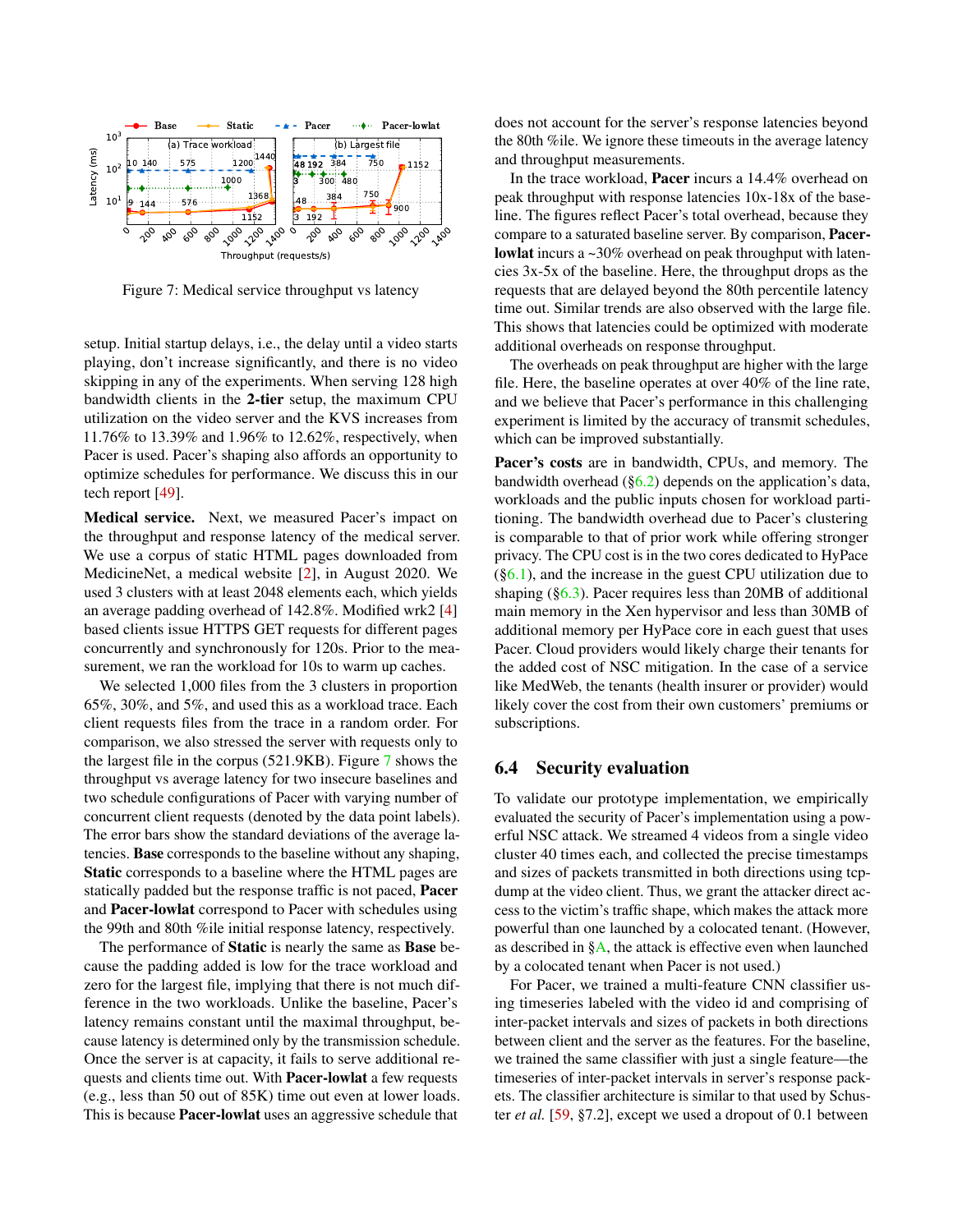Figure 7: Medical service throughput vs latency

setup. Initial startup delays, i.e., the delay until a video starts playing, don't increase significantly, and there is no video skipping in any of the experiments. When serving 128 high bandwidth clients in the **2-tier** setup, the maximum CPU utilization on the video server and the KVS increases from 11.76% to 13.39% and 1.96% to 12.62%, respectively, when Pacer is used. Pacer's shaping also affords an opportunity to optimize schedules for performance. We discuss this in our tech report [49].

**Medical service.** Next, we measured Pacer's impact on the throughput and response latency of the medical server. We use a corpus of static HTML pages downloaded from MedicineNet, a medical website [2], in August 2020. We used 3 clusters with at least 2048 elements each, which yields an average padding overhead of 142.8%. Modified wrk2 [4] based clients issue HTTPS GET requests for different pages concurrently and synchronously for 120s. Prior to the measurement, we ran the workload for 10s to warm up caches.

We selected 1,000 files from the 3 clusters in proportion 65%, 30%, and 5%, and used this as a workload trace. Each client requests files from the trace in a random order. For comparison, we also stressed the server with requests only to the largest file in the corpus (521.9KB). Figure 7 shows the throughput vs average latency for two insecure baselines and two schedule configurations of Pacer with varying number of concurrent client requests (denoted by the data point labels). The error bars show the standard deviations of the average latencies. **Base** corresponds to the baseline without any shaping, **Static** corresponds to a baseline where the HTML pages are statically padded but the response traffic is not paced, **Pacer** and **Pacer-lowlat** correspond to Pacer with schedules using the 99th and 80th %ile initial response latency, respectively.

The performance of **Static** is nearly the same as **Base** because the padding added is low for the trace workload and zero for the largest file, implying that there is not much difference in the two workloads. Unlike the baseline, Pacer's latency remains constant until the maximal throughput, because latency is determined only by the transmission schedule. Once the server is at capacity, it fails to serve additional requests and clients time out. With **Pacer-lowlat** a few requests (e.g., less than 50 out of 85K) time out even at lower loads. This is because **Pacer-lowlat** uses an aggressive schedule that does not account for the server's response latencies beyond the 80th %ile. We ignore these timeouts in the average latency and throughput measurements.

In the trace workload, **Pacer** incurs a 14.4% overhead on peak throughput with response latencies 10x-18x of the baseline. The figures reflect Pacer's total overhead, because they compare to a saturated baseline server. By comparison, **Pacer-lowlat** incurs a ~30% overhead on peak throughput with latencies 3x-5x of the baseline. Here, the throughput drops as the requests that are delayed beyond the 80th percentile latency time out. Similar trends are also observed with the large file. This shows that latencies could be optimized with moderate additional overheads on response throughput.

The overheads on peak throughput are higher with the large file. Here, the baseline operates at over 40% of the line rate, and we believe that Pacer's performance in this challenging experiment is limited by the accuracy of transmit schedules, which can be improved substantially.

**Pacer's costs** are in bandwidth, CPUs, and memory. The bandwidth overhead (§6.2) depends on the application's data, workloads and the public inputs chosen for workload partitioning. The bandwidth overhead due to Pacer's clustering is comparable to that of prior work while offering stronger privacy. The CPU cost is in the two cores dedicated to HyPace (§6.1), and the increase in the guest CPU utilization due to shaping (§6.3). Pacer requires less than 20MB of additional main memory in the Xen hypervisor and less than 30MB of additional memory per HyPace core in each guest that uses Pacer. Cloud providers would likely charge their tenants for the added cost of NSC mitigation. In the case of a service like MedWeb, the tenants (health insurer or provider) would likely cover the cost from their own customers' premiums or subscriptions.

## 6.4 Security evaluation

To validate our prototype implementation, we empirically evaluated the security of Pacer's implementation using a powerful NSC attack. We streamed 4 videos from a single video cluster 40 times each, and collected the precise timestamps and sizes of packets transmitted in both directions using tcpdump at the video client. Thus, we grant the attacker direct access to the victim's traffic shape, which makes the attack more powerful than one launched by a colocated tenant. (However, as described in §A, the attack is effective even when launched by a colocated tenant when Pacer is not used.)

For Pacer, we trained a multi-feature CNN classifier using timeseries labeled with the video id and comprising of inter-packet intervals and sizes of packets in both directions between client and the server as the features. For the baseline, we trained the same classifier with just a single feature—the timeseries of inter-packet intervals in server's response packets. The classifier architecture is similar to that used by Schuster *et al.* [59, §7.2], except we used a dropout of 0.1 between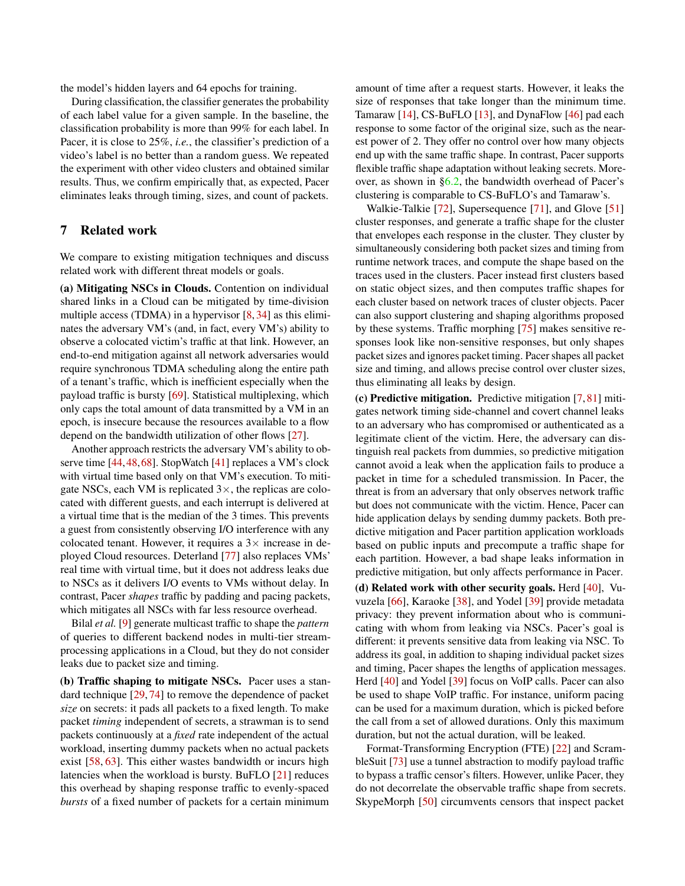the model's hidden layers and 64 epochs for training.

During classification, the classifier generates the probability of each label value for a given sample. In the baseline, the classification probability is more than 99% for each label. In Pacer, it is close to 25%, *i.e.*, the classifier's prediction of a video's label is no better than a random guess. We repeated the experiment with other video clusters and obtained similar results. Thus, we confirm empirically that, as expected, Pacer eliminates leaks through timing, sizes, and count of packets.

## 7 Related work

We compare to existing mitigation techniques and discuss related work with different threat models or goals.

**(a) Mitigating NSCs in Clouds.** Contention on individual shared links in a Cloud can be mitigated by time-division multiple access (TDMA) in a hypervisor [8, 34] as this eliminates the adversary VM's (and, in fact, every VM's) ability to observe a colocated victim's traffic at that link. However, an end-to-end mitigation against all network adversaries would require synchronous TDMA scheduling along the entire path of a tenant's traffic, which is inefficient especially when the payload traffic is bursty [69]. Statistical multiplexing, which only caps the total amount of data transmitted by a VM in an epoch, is insecure because the resources available to a flow depend on the bandwidth utilization of other flows [27].

Another approach restricts the adversary VM's ability to observe time [44, 48, 68]. StopWatch [41] replaces a VM's clock with virtual time based only on that VM's execution. To mitigate NSCs, each VM is replicated 3×, the replicas are colocated with different guests, and each interrupt is delivered at a virtual time that is the median of the 3 times. This prevents a guest from consistently observing I/O interference with any colocated tenant. However, it requires a 3× increase in deployed Cloud resources. Deterland [77] also replaces VMs' real time with virtual time, but it does not address leaks due to NSCs as it delivers I/O events to VMs without delay. In contrast, Pacer *shapes* traffic by padding and pacing packets, which mitigates all NSCs with far less resource overhead.

Bilal *et al.* [9] generate multicast traffic to shape the *pattern* of queries to different backend nodes in multi-tier stream-processing applications in a Cloud, but they do not consider leaks due to packet size and timing.

**(b) Traffic shaping to mitigate NSCs.** Pacer uses a standard technique [29, 74] to remove the dependence of packet *size* on secrets: it pads all packets to a fixed length. To make packet *timing* independent of secrets, a strawman is to send packets continuously at a *fixed* rate independent of the actual workload, inserting dummy packets when no actual packets exist [58, 63]. This either wastes bandwidth or incurs high latencies when the workload is bursty. BuFLO [21] reduces this overhead by shaping response traffic to evenly-spaced *bursts* of a fixed number of packets for a certain minimum amount of time after a request starts. However, it leaks the size of responses that take longer than the minimum time. Tamaraw [14], CS-BuFLO [13], and DynaFlow [46] pad each response to some factor of the original size, such as the nearest power of 2. They offer no control over how many objects end up with the same traffic shape. In contrast, Pacer supports flexible traffic shape adaptation without leaking secrets. Moreover, as shown in §6.2, the bandwidth overhead of Pacer's clustering is comparable to CS-BuFLO's and Tamaraw's.

Walkie-Talkie [72], Supersequence [71], and Glove [51] cluster responses, and generate a traffic shape for the cluster that envelopes each response in the cluster. They cluster by simultaneously considering both packet sizes and timing from runtime network traces, and compute the shape based on the traces used in the clusters. Pacer instead first clusters based on static object sizes, and then computes traffic shapes for each cluster based on network traces of cluster objects. Pacer can also support clustering and shaping algorithms proposed by these systems. Traffic morphing [75] makes sensitive responses look like non-sensitive responses, but only shapes packet sizes and ignores packet timing. Pacer shapes all packet size and timing, and allows precise control over cluster sizes, thus eliminating all leaks by design.

**(c) Predictive mitigation.** Predictive mitigation [7, 81] mitigates network timing side-channel and covert channel leaks to an adversary who has compromised or authenticated as a legitimate client of the victim. Here, the adversary can distinguish real packets from dummies, so predictive mitigation cannot avoid a leak when the application fails to produce a packet in time for a scheduled transmission. In Pacer, the threat is from an adversary that only observes network traffic but does not communicate with the victim. Hence, Pacer can hide application delays by sending dummy packets. Both predictive mitigation and Pacer partition application workloads based on public inputs and precompute a traffic shape for each partition. However, a bad shape leaks information in predictive mitigation, but only affects performance in Pacer.

**(d) Related work with other security goals.** Herd [40], Vuvuzela [66], Karaoke [38], and Yodel [39] provide metadata privacy: they prevent information about who is communicating with whom from leaking via NSCs. Pacer's goal is different: it prevents sensitive data from leaking via NSC. To address its goal, in addition to shaping individual packet sizes and timing, Pacer shapes the lengths of application messages. Herd [40] and Yodel [39] focus on VoIP calls. Pacer can also be used to shape VoIP traffic. For instance, uniform pacing can be used for a maximum duration, which is picked before the call from a set of allowed durations. Only this maximum duration, but not the actual duration, will be leaked.

Format-Transforming Encryption (FTE) [22] and ScrambleSuit [73] use a tunnel abstraction to modify payload traffic to bypass a traffic censor's filters. However, unlike Pacer, they do not decorrelate the observable traffic shape from secrets. SkypeMorph [50] circumvents censors that inspect packet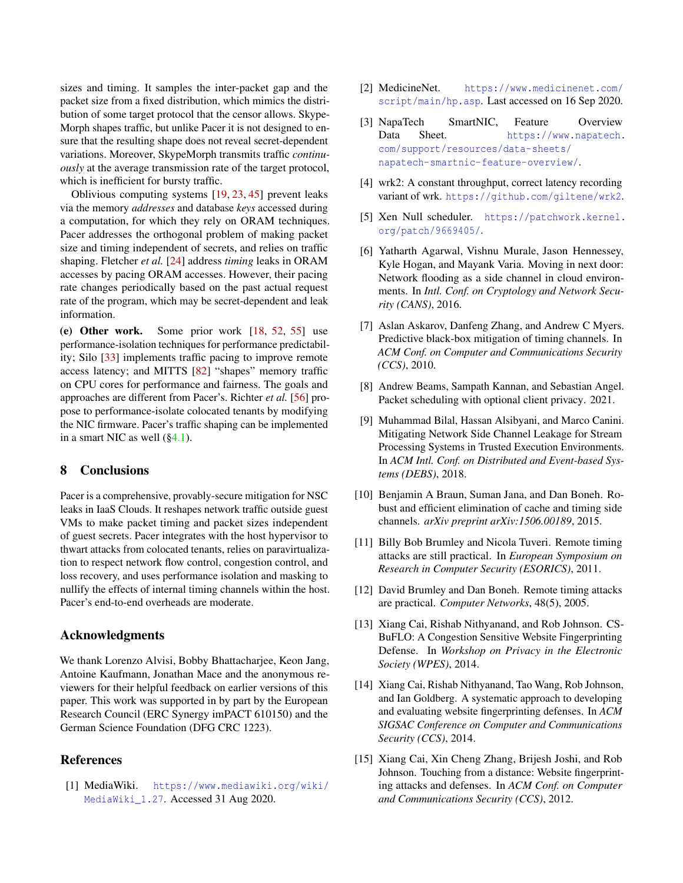sizes and timing. It samples the inter-packet gap and the packet size from a fixed distribution, which mimics the distribution of some target protocol that the censor allows. SkypeMorph shapes traffic, but unlike Pacer it is not designed to ensure that the resulting shape does not reveal secret-dependent variations. Moreover, SkypeMorph transmits traffic *continuously* at the average transmission rate of the target protocol, which is inefficient for bursty traffic.

Oblivious computing systems [19, 23, 45] prevent leaks via the memory *addresses* and database *keys* accessed during a computation, for which they rely on ORAM techniques. Pacer addresses the orthogonal problem of making packet size and timing independent of secrets, and relies on traffic shaping. Fletcher *et al.* [24] address *timing* leaks in ORAM accesses by pacing ORAM accesses. However, their pacing rate changes periodically based on the past actual request rate of the program, which may be secret-dependent and leak information.

**(e) Other work.** Some prior work [18, 52, 55] use performance-isolation techniques for performance predictability; Silo [33] implements traffic pacing to improve remote access latency; and MITTS [82] "shapes" memory traffic on CPU cores for performance and fairness. The goals and approaches are different from Pacer's. Richter *et al.* [56] propose to performance-isolate colocated tenants by modifying the NIC firmware. Pacer's traffic shaping can be implemented in a smart NIC as well (§4.1).

## 8 Conclusions

Pacer is a comprehensive, provably-secure mitigation for NSC leaks in IaaS Clouds. It reshapes network traffic outside guest VMs to make packet timing and packet sizes independent of guest secrets. Pacer integrates with the host hypervisor to thwart attacks from colocated tenants, relies on paravirtualization to respect network flow control, congestion control, and loss recovery, and uses performance isolation and masking to nullify the effects of internal timing channels within the host. Pacer's end-to-end overheads are moderate.

## Acknowledgments

We thank Lorenzo Alvisi, Bobby Bhattacharjee, Keon Jang, Antoine Kaufmann, Jonathan Mace and the anonymous reviewers for their helpful feedback on earlier versions of this paper. This work was supported in by part by the European Research Council (ERC Synergy imPACT 610150) and the German Science Foundation (DFG CRC 1223).

## References

[1] MediaWiki. https://www.mediawiki.org/wiki/MediaWiki_1.27. Accessed 31 Aug 2020.

[2] MedicineNet. https://www.medicinenet.com/script/main/hp.asp. Last accessed on 16 Sep 2020.

[3] NapaTech SmartNIC, Feature Overview Data Sheet. https://www.napatech.com/support/resources/data-sheets/napatech-smartnic-feature-overview/.

[4] wrk2: A constant throughput, correct latency recording variant of wrk. https://github.com/giltene/wrk2.

[5] Xen Null scheduler. https://patchwork.kernel.org/patch/9669405/.

[6] Yatharth Agarwal, Vishnu Murale, Jason Hennessey, Kyle Hogan, and Mayank Varia. Moving in next door: Network flooding as a side channel in cloud environments. In *Intl. Conf. on Cryptology and Network Security (CANS)*, 2016.

[7] Aslan Askarov, Danfeng Zhang, and Andrew C Myers. Predictive black-box mitigation of timing channels. In *ACM Conf. on Computer and Communications Security (CCS)*, 2010.

[8] Andrew Beams, Sampath Kannan, and Sebastian Angel. Packet scheduling with optional client privacy. 2021.

[9] Muhammad Bilal, Hassan Alsibyani, and Marco Canini. Mitigating Network Side Channel Leakage for Stream Processing Systems in Trusted Execution Environments. In *ACM Intl. Conf. on Distributed and Event-based Systems (DEBS)*, 2018.

[10] Benjamin A Braun, Suman Jana, and Dan Boneh. Robust and efficient elimination of cache and timing side channels. *arXiv preprint arXiv:1506.00189*, 2015.

[11] Billy Bob Brumley and Nicola Tuveri. Remote timing attacks are still practical. In *European Symposium on Research in Computer Security (ESORICS)*, 2011.

[12] David Brumley and Dan Boneh. Remote timing attacks are practical. *Computer Networks*, 48(5), 2005.

[13] Xiang Cai, Rishab Nithyanand, and Rob Johnson. CS-BuFLO: A Congestion Sensitive Website Fingerprinting Defense. In *Workshop on Privacy in the Electronic Society (WPES)*, 2014.

[14] Xiang Cai, Rishab Nithyanand, Tao Wang, Rob Johnson, and Ian Goldberg. A systematic approach to developing and evaluating website fingerprinting defenses. In *ACM SIGSAC Conference on Computer and Communications Security (CCS)*, 2014.

[15] Xiang Cai, Xin Cheng Zhang, Brijesh Joshi, and Rob Johnson. Touching from a distance: Website fingerprinting attacks and defenses. In *ACM Conf. on Computer and Communications Security (CCS)*, 2012.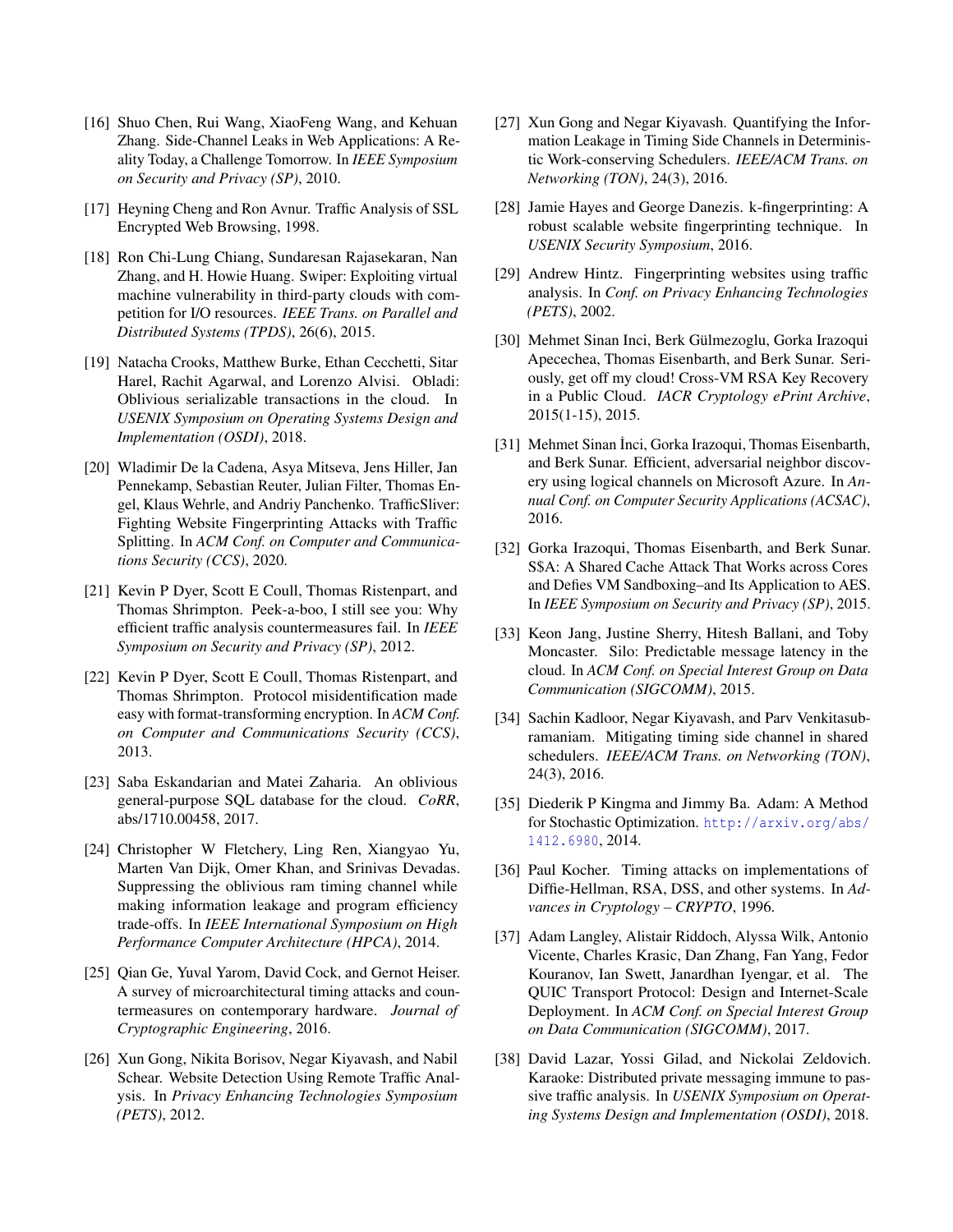[16] Shuo Chen, Rui Wang, XiaoFeng Wang, and Kehuan Zhang. Side-Channel Leaks in Web Applications: A Reality Today, a Challenge Tomorrow. In *IEEE Symposium on Security and Privacy (SP)*, 2010.

[17] Heyning Cheng and Ron Avnur. Traffic Analysis of SSL Encrypted Web Browsing, 1998.

[18] Ron Chi-Lung Chiang, Sundaresan Rajasekaran, Nan Zhang, and H. Howie Huang. Swiper: Exploiting virtual machine vulnerability in third-party clouds with competition for I/O resources. *IEEE Trans. on Parallel and Distributed Systems (TPDS)*, 26(6), 2015.

[19] Natacha Crooks, Matthew Burke, Ethan Cecchetti, Sitar Harel, Rachit Agarwal, and Lorenzo Alvisi. Obladi: Oblivious serializable transactions in the cloud. In *USENIX Symposium on Operating Systems Design and Implementation (OSDI)*, 2018.

[20] Wladimir De la Cadena, Asya Mitseva, Jens Hiller, Jan Pennekamp, Sebastian Reuter, Julian Filter, Thomas Engel, Klaus Wehrle, and Andriy Panchenko. TrafficSliver: Fighting Website Fingerprinting Attacks with Traffic Splitting. In *ACM Conf. on Computer and Communications Security (CCS)*, 2020.

[21] Kevin P Dyer, Scott E Coull, Thomas Ristenpart, and Thomas Shrimpton. Peek-a-boo, I still see you: Why efficient traffic analysis countermeasures fail. In *IEEE Symposium on Security and Privacy (SP)*, 2012.

[22] Kevin P Dyer, Scott E Coull, Thomas Ristenpart, and Thomas Shrimpton. Protocol misidentification made easy with format-transforming encryption. In *ACM Conf. on Computer and Communications Security (CCS)*, 2013.

[23] Saba Eskandarian and Matei Zaharia. An oblivious general-purpose SQL database for the cloud. *CoRR*, abs/1710.00458, 2017.

[24] Christopher W Fletchery, Ling Ren, Xiangyao Yu, Marten Van Dijk, Omer Khan, and Srinivas Devadas. Suppressing the oblivious ram timing channel while making information leakage and program efficiency trade-offs. In *IEEE International Symposium on High Performance Computer Architecture (HPCA)*, 2014.

[25] Qian Ge, Yuval Yarom, David Cock, and Gernot Heiser. A survey of microarchitectural timing attacks and countermeasures on contemporary hardware. *Journal of Cryptographic Engineering*, 2016.

[26] Xun Gong, Nikita Borisov, Negar Kiyavash, and Nabil Schear. Website Detection Using Remote Traffic Analysis. In *Privacy Enhancing Technologies Symposium (PETS)*, 2012.

[27] Xun Gong and Negar Kiyavash. Quantifying the Information Leakage in Timing Side Channels in Deterministic Work-conserving Schedulers. *IEEE/ACM Trans. on Networking (TON)*, 24(3), 2016.

[28] Jamie Hayes and George Danezis. k-fingerprinting: A robust scalable website fingerprinting technique. In *USENIX Security Symposium*, 2016.

[29] Andrew Hintz. Fingerprinting websites using traffic analysis. In *Conf. on Privacy Enhancing Technologies (PETS)*, 2002.

[30] Mehmet Sinan Inci, Berk Gülmezoglu, Gorka Irazoqui Apecechea, Thomas Eisenbarth, and Berk Sunar. Seriously, get off my cloud! Cross-VM RSA Key Recovery in a Public Cloud. *IACR Cryptology ePrint Archive*, 2015(1-15), 2015.

[31] Mehmet Sinan İnci, Gorka Irazoqui, Thomas Eisenbarth, and Berk Sunar. Efficient, adversarial neighbor discovery using logical channels on Microsoft Azure. In *Annual Conf. on Computer Security Applications (ACSAC)*, 2016.

[32] Gorka Irazoqui, Thomas Eisenbarth, and Berk Sunar. S$A: A Shared Cache Attack That Works across Cores and Defies VM Sandboxing–and Its Application to AES. In *IEEE Symposium on Security and Privacy (SP)*, 2015.

[33] Keon Jang, Justine Sherry, Hitesh Ballani, and Toby Moncaster. Silo: Predictable message latency in the cloud. In *ACM Conf. on Special Interest Group on Data Communication (SIGCOMM)*, 2015.

[34] Sachin Kadloor, Negar Kiyavash, and Parv Venkitasubramaniam. Mitigating timing side channel in shared schedulers. *IEEE/ACM Trans. on Networking (TON)*, 24(3), 2016.

[35] Diederik P Kingma and Jimmy Ba. Adam: A Method for Stochastic Optimization. http://arxiv.org/abs/1412.6980, 2014.

[36] Paul Kocher. Timing attacks on implementations of Diffie-Hellman, RSA, DSS, and other systems. In *Advances in Cryptology – CRYPTO*, 1996.

[37] Adam Langley, Alistair Riddoch, Alyssa Wilk, Antonio Vicente, Charles Krasic, Dan Zhang, Fan Yang, Fedor Kouranov, Ian Swett, Janardhan Iyengar, et al. The QUIC Transport Protocol: Design and Internet-Scale Deployment. In *ACM Conf. on Special Interest Group on Data Communication (SIGCOMM)*, 2017.

[38] David Lazar, Yossi Gilad, and Nickolai Zeldovich. Karaoke: Distributed private messaging immune to passive traffic analysis. In *USENIX Symposium on Operating Systems Design and Implementation (OSDI)*, 2018.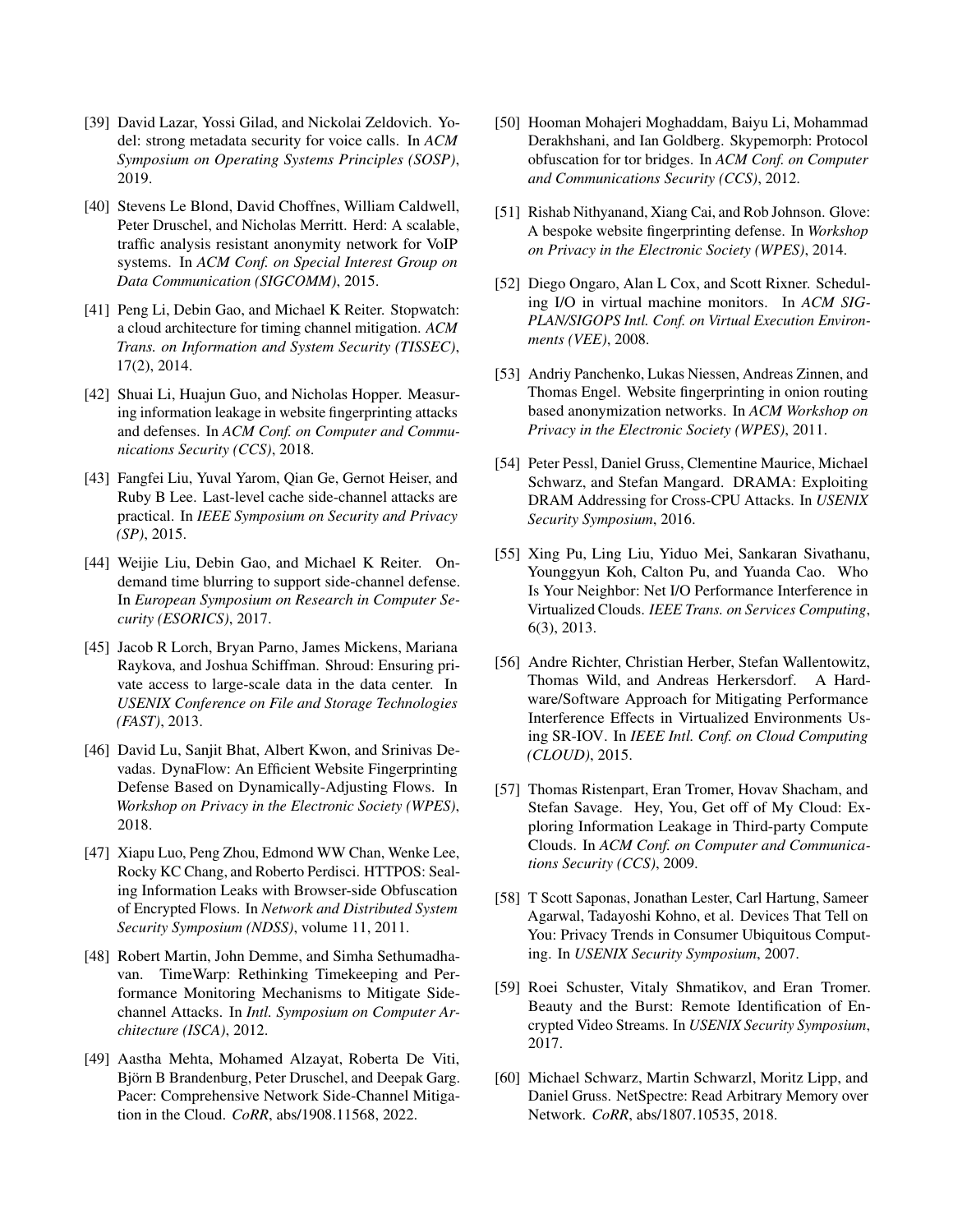- [39] David Lazar, Yossi Gilad, and Nickolai Zeldovich. Yodel: strong metadata security for voice calls. In *ACM Symposium on Operating Systems Principles (SOSP)*, 2019.
- [40] Stevens Le Blond, David Choffnes, William Caldwell, Peter Druschel, and Nicholas Merritt. Herd: A scalable, traffic analysis resistant anonymity network for VoIP systems. In *ACM Conf. on Special Interest Group on Data Communication (SIGCOMM)*, 2015.
- [41] Peng Li, Debin Gao, and Michael K Reiter. Stopwatch: a cloud architecture for timing channel mitigation. *ACM Trans. on Information and System Security (TISSEC)*, 17(2), 2014.
- [42] Shuai Li, Huajun Guo, and Nicholas Hopper. Measuring information leakage in website fingerprinting attacks and defenses. In *ACM Conf. on Computer and Communications Security (CCS)*, 2018.
- [43] Fangfei Liu, Yuval Yarom, Qian Ge, Gernot Heiser, and Ruby B Lee. Last-level cache side-channel attacks are practical. In *IEEE Symposium on Security and Privacy (SP)*, 2015.
- [44] Weijie Liu, Debin Gao, and Michael K Reiter. On-demand time blurring to support side-channel defense. In *European Symposium on Research in Computer Security (ESORICS)*, 2017.
- [45] Jacob R Lorch, Bryan Parno, James Mickens, Mariana Raykova, and Joshua Schiffman. Shroud: Ensuring private access to large-scale data in the data center. In *USENIX Conference on File and Storage Technologies (FAST)*, 2013.
- [46] David Lu, Sanjit Bhat, Albert Kwon, and Srinivas Devadas. DynaFlow: An Efficient Website Fingerprinting Defense Based on Dynamically-Adjusting Flows. In *Workshop on Privacy in the Electronic Society (WPES)*, 2018.
- [47] Xiapu Luo, Peng Zhou, Edmond WW Chan, Wenke Lee, Rocky KC Chang, and Roberto Perdisci. HTTPOS: Sealing Information Leaks with Browser-side Obfuscation of Encrypted Flows. In *Network and Distributed System Security Symposium (NDSS)*, volume 11, 2011.
- [48] Robert Martin, John Demme, and Simha Sethumadhavan. TimeWarp: Rethinking Timekeeping and Performance Monitoring Mechanisms to Mitigate Side-channel Attacks. In *Intl. Symposium on Computer Architecture (ISCA)*, 2012.
- [49] Aastha Mehta, Mohamed Alzayat, Roberta De Viti, Björn B Brandenburg, Peter Druschel, and Deepak Garg. Pacer: Comprehensive Network Side-Channel Mitigation in the Cloud. *CoRR*, abs/1908.11568, 2022.
- [50] Hooman Mohajeri Moghaddam, Baiyu Li, Mohammad Derakhshani, and Ian Goldberg. Skypemorph: Protocol obfuscation for tor bridges. In *ACM Conf. on Computer and Communications Security (CCS)*, 2012.
- [51] Rishab Nithyanand, Xiang Cai, and Rob Johnson. Glove: A bespoke website fingerprinting defense. In *Workshop on Privacy in the Electronic Society (WPES)*, 2014.
- [52] Diego Ongaro, Alan L Cox, and Scott Rixner. Scheduling I/O in virtual machine monitors. In *ACM SIGPLAN/SIGOPS Intl. Conf. on Virtual Execution Environments (VEE)*, 2008.
- [53] Andriy Panchenko, Lukas Niessen, Andreas Zinnen, and Thomas Engel. Website fingerprinting in onion routing based anonymization networks. In *ACM Workshop on Privacy in the Electronic Society (WPES)*, 2011.
- [54] Peter Pessl, Daniel Gruss, Clementine Maurice, Michael Schwarz, and Stefan Mangard. DRAMA: Exploiting DRAM Addressing for Cross-CPU Attacks. In *USENIX Security Symposium*, 2016.
- [55] Xing Pu, Ling Liu, Yiduo Mei, Sankaran Sivathanu, Younggyun Koh, Calton Pu, and Yuanda Cao. Who Is Your Neighbor: Net I/O Performance Interference in Virtualized Clouds. *IEEE Trans. on Services Computing*, 6(3), 2013.
- [56] Andre Richter, Christian Herber, Stefan Wallentowitz, Thomas Wild, and Andreas Herkersdorf. A Hardware/Software Approach for Mitigating Performance Interference Effects in Virtualized Environments Using SR-IOV. In *IEEE Intl. Conf. on Cloud Computing (CLOUD)*, 2015.
- [57] Thomas Ristenpart, Eran Tromer, Hovav Shacham, and Stefan Savage. Hey, You, Get off of My Cloud: Exploring Information Leakage in Third-party Compute Clouds. In *ACM Conf. on Computer and Communications Security (CCS)*, 2009.
- [58] T Scott Saponas, Jonathan Lester, Carl Hartung, Sameer Agarwal, Tadayoshi Kohno, et al. Devices That Tell on You: Privacy Trends in Consumer Ubiquitous Computing. In *USENIX Security Symposium*, 2007.
- [59] Roei Schuster, Vitaly Shmatikov, and Eran Tromer. Beauty and the Burst: Remote Identification of Encrypted Video Streams. In *USENIX Security Symposium*, 2017.
- [60] Michael Schwarz, Martin Schwarzl, Moritz Lipp, and Daniel Gruss. NetSpectre: Read Arbitrary Memory over Network. *CoRR*, abs/1807.10535, 2018.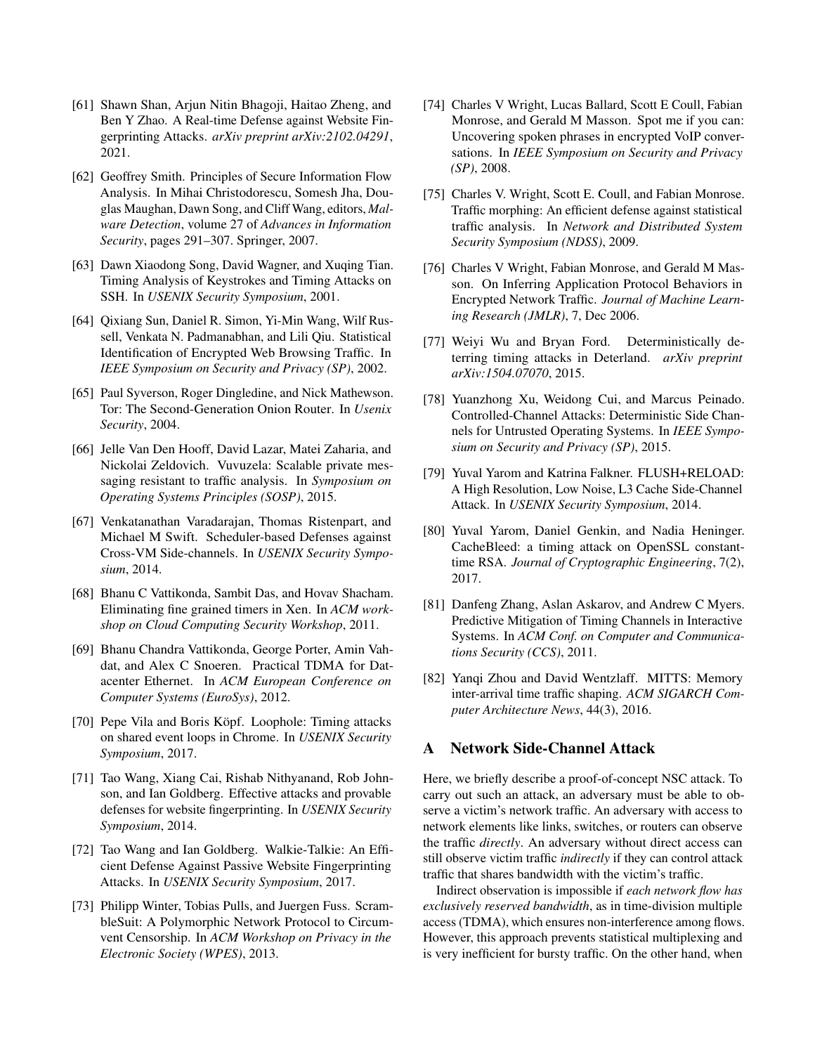[61] Shawn Shan, Arjun Nitin Bhagoji, Haitao Zheng, and Ben Y Zhao. A Real-time Defense against Website Fingerprinting Attacks. *arXiv preprint arXiv:2102.04291*, 2021.

[62] Geoffrey Smith. Principles of Secure Information Flow Analysis. In Mihai Christodorescu, Somesh Jha, Douglas Maughan, Dawn Song, and Cliff Wang, editors, *Malware Detection*, volume 27 of *Advances in Information Security*, pages 291–307. Springer, 2007.

[63] Dawn Xiaodong Song, David Wagner, and Xuqing Tian. Timing Analysis of Keystrokes and Timing Attacks on SSH. In *USENIX Security Symposium*, 2001.

[64] Qixiang Sun, Daniel R. Simon, Yi-Min Wang, Wilf Russell, Venkata N. Padmanabhan, and Lili Qiu. Statistical Identification of Encrypted Web Browsing Traffic. In *IEEE Symposium on Security and Privacy (SP)*, 2002.

[65] Paul Syverson, Roger Dingledine, and Nick Mathewson. Tor: The Second-Generation Onion Router. In *Usenix Security*, 2004.

[66] Jelle Van Den Hooff, David Lazar, Matei Zaharia, and Nickolai Zeldovich. Vuvuzela: Scalable private messaging resistant to traffic analysis. In *Symposium on Operating Systems Principles (SOSP)*, 2015.

[67] Venkatanathan Varadarajan, Thomas Ristenpart, and Michael M Swift. Scheduler-based Defenses against Cross-VM Side-channels. In *USENIX Security Symposium*, 2014.

[68] Bhanu C Vattikonda, Sambit Das, and Hovav Shacham. Eliminating fine grained timers in Xen. In *ACM workshop on Cloud Computing Security Workshop*, 2011.

[69] Bhanu Chandra Vattikonda, George Porter, Amin Vahdat, and Alex C Snoeren. Practical TDMA for Datacenter Ethernet. In *ACM European Conference on Computer Systems (EuroSys)*, 2012.

[70] Pepe Vila and Boris Köpf. Loophole: Timing attacks on shared event loops in Chrome. In *USENIX Security Symposium*, 2017.

[71] Tao Wang, Xiang Cai, Rishab Nithyanand, Rob Johnson, and Ian Goldberg. Effective attacks and provable defenses for website fingerprinting. In *USENIX Security Symposium*, 2014.

[72] Tao Wang and Ian Goldberg. Walkie-Talkie: An Efficient Defense Against Passive Website Fingerprinting Attacks. In *USENIX Security Symposium*, 2017.

[73] Philipp Winter, Tobias Pulls, and Juergen Fuss. ScrambleSuit: A Polymorphic Network Protocol to Circumvent Censorship. In *ACM Workshop on Privacy in the Electronic Society (WPES)*, 2013.

[74] Charles V Wright, Lucas Ballard, Scott E Coull, Fabian Monrose, and Gerald M Masson. Spot me if you can: Uncovering spoken phrases in encrypted VoIP conversations. In *IEEE Symposium on Security and Privacy (SP)*, 2008.

[75] Charles V. Wright, Scott E. Coull, and Fabian Monrose. Traffic morphing: An efficient defense against statistical traffic analysis. In *Network and Distributed System Security Symposium (NDSS)*, 2009.

[76] Charles V Wright, Fabian Monrose, and Gerald M Masson. On Inferring Application Protocol Behaviors in Encrypted Network Traffic. *Journal of Machine Learning Research (JMLR)*, 7, Dec 2006.

[77] Weiyi Wu and Bryan Ford. Deterministically deterring timing attacks in Deterland. *arXiv preprint arXiv:1504.07070*, 2015.

[78] Yuanzhong Xu, Weidong Cui, and Marcus Peinado. Controlled-Channel Attacks: Deterministic Side Channels for Untrusted Operating Systems. In *IEEE Symposium on Security and Privacy (SP)*, 2015.

[79] Yuval Yarom and Katrina Falkner. FLUSH+RELOAD: A High Resolution, Low Noise, L3 Cache Side-Channel Attack. In *USENIX Security Symposium*, 2014.

[80] Yuval Yarom, Daniel Genkin, and Nadia Heninger. CacheBleed: a timing attack on OpenSSL constant-time RSA. *Journal of Cryptographic Engineering*, 7(2), 2017.

[81] Danfeng Zhang, Aslan Askarov, and Andrew C Myers. Predictive Mitigation of Timing Channels in Interactive Systems. In *ACM Conf. on Computer and Communications Security (CCS)*, 2011.

[82] Yanqi Zhou and David Wentzlaff. MITTS: Memory inter-arrival time traffic shaping. *ACM SIGARCH Computer Architecture News*, 44(3), 2016.

# A Network Side-Channel Attack

Here, we briefly describe a proof-of-concept NSC attack. To carry out such an attack, an adversary must be able to observe a victim's network traffic. An adversary with access to network elements like links, switches, or routers can observe the traffic *directly*. An adversary without direct access can still observe victim traffic *indirectly* if they can control attack traffic that shares bandwidth with the victim's traffic.

Indirect observation is impossible if *each network flow has exclusively reserved bandwidth*, as in time-division multiple access (TDMA), which ensures non-interference among flows. However, this approach prevents statistical multiplexing and is very inefficient for bursty traffic. On the other hand, when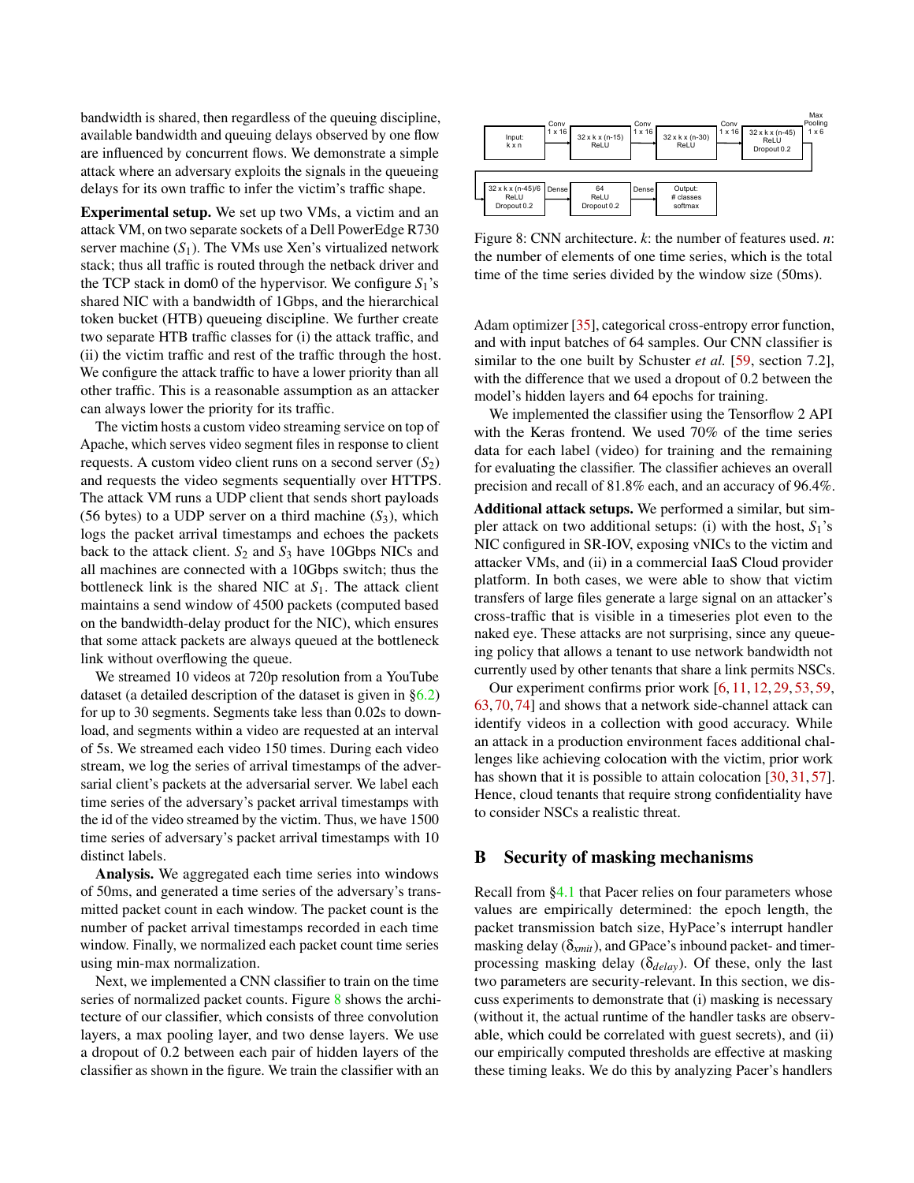bandwidth is shared, then regardless of the queuing discipline, available bandwidth and queuing delays observed by one flow are influenced by concurrent flows. We demonstrate a simple attack where an adversary exploits the signals in the queueing delays for its own traffic to infer the victim's traffic shape.

**Experimental setup.** We set up two VMs, a victim and an attack VM, on two separate sockets of a Dell PowerEdge R730 server machine ($S_1$). The VMs use Xen's virtualized network stack; thus all traffic is routed through the netback driver and the TCP stack in dom0 of the hypervisor. We configure $S_1$'s shared NIC with a bandwidth of 1Gbps, and the hierarchical token bucket (HTB) queueing discipline. We further create two separate HTB traffic classes for (i) the attack traffic, and (ii) the victim traffic and rest of the traffic through the host. We configure the attack traffic to have a lower priority than all other traffic. This is a reasonable assumption as an attacker can always lower the priority for its traffic.

The victim hosts a custom video streaming service on top of Apache, which serves video segment files in response to client requests. A custom video client runs on a second server ($S_2$) and requests the video segments sequentially over HTTPS. The attack VM runs a UDP client that sends short payloads (56 bytes) to a UDP server on a third machine ($S_3$), which logs the packet arrival timestamps and echoes the packets back to the attack client. $S_2$ and $S_3$ have 10Gbps NICs and all machines are connected with a 10Gbps switch; thus the bottleneck link is the shared NIC at $S_1$. The attack client maintains a send window of 4500 packets (computed based on the bandwidth-delay product for the NIC), which ensures that some attack packets are always queued at the bottleneck link without overflowing the queue.

We streamed 10 videos at 720p resolution from a YouTube dataset (a detailed description of the dataset is given in §6.2) for up to 30 segments. Segments take less than 0.02s to download, and segments within a video are requested at an interval of 5s. We streamed each video 150 times. During each video stream, we log the series of arrival timestamps of the adversarial client's packets at the adversarial server. We label each time series of the adversary's packet arrival timestamps with the id of the video streamed by the victim. Thus, we have 1500 time series of adversary's packet arrival timestamps with 10 distinct labels.

**Analysis.** We aggregated each time series into windows of 50ms, and generated a time series of the adversary's transmitted packet count in each window. The packet count is the number of packet arrival timestamps recorded in each time window. Finally, we normalized each packet count time series using min-max normalization.

Next, we implemented a CNN classifier to train on the time series of normalized packet counts. Figure 8 shows the architecture of our classifier, which consists of three convolution layers, a max pooling layer, and two dense layers. We use a dropout of 0.2 between each pair of hidden layers of the classifier as shown in the figure. We train the classifier with an Adam optimizer [35], categorical cross-entropy error function, and with input batches of 64 samples. Our CNN classifier is similar to the one built by Schuster *et al.* [59, section 7.2], with the difference that we used a dropout of 0.2 between the model's hidden layers and 64 epochs for training.

Input: k x n → Conv 1 x 16 → 32 x k x (n-15) ReLU → Conv 1 x 16 → 32 x k x (n-30) ReLU → Conv 1 x 16 → 32 x k x (n-45) ReLU Dropout 0.2 → Max Pooling 1 x 6 → 32 x k x (n-45)/6 ReLU Dropout 0.2 → Dense → 64 ReLU Dropout 0.2 → Dense → Output: # classes softmax

Figure 8: CNN architecture. $k$: the number of features used. $n$: the number of elements of one time series, which is the total time of the time series divided by the window size (50ms).

We implemented the classifier using the Tensorflow 2 API with the Keras frontend. We used 70% of the time series data for each label (video) for training and the remaining for evaluating the classifier. The classifier achieves an overall precision and recall of 81.8% each, and an accuracy of 96.4%.

**Additional attack setups.** We performed a similar, but simpler attack on two additional setups: (i) with the host, $S_1$'s NIC configured in SR-IOV, exposing vNICs to the victim and attacker VMs, and (ii) in a commercial IaaS Cloud provider platform. In both cases, we were able to show that victim transfers of large files generate a large signal on an attacker's cross-traffic that is visible in a timeseries plot even to the naked eye. These attacks are not surprising, since any queueing policy that allows a tenant to use network bandwidth not currently used by other tenants that share a link permits NSCs.

Our experiment confirms prior work [6, 11, 12, 29, 53, 59, 63, 70, 74] and shows that a network side-channel attack can identify videos in a collection with good accuracy. While an attack in a production environment faces additional challenges like achieving colocation with the victim, prior work has shown that it is possible to attain colocation [30, 31, 57]. Hence, cloud tenants that require strong confidentiality have to consider NSCs a realistic threat.

## B Security of masking mechanisms

Recall from §4.1 that Pacer relies on four parameters whose values are empirically determined: the epoch length, the packet transmission batch size, HyPace's interrupt handler masking delay ($\delta_{xmit}$), and GPace's inbound packet- and timer-processing masking delay ($\delta_{delay}$). Of these, only the last two parameters are security-relevant. In this section, we discuss experiments to demonstrate that (i) masking is necessary (without it, the actual runtime of the handler tasks are observable, which could be correlated with guest secrets), and (ii) our empirically computed thresholds are effective at masking these timing leaks. We do this by analyzing Pacer's handlers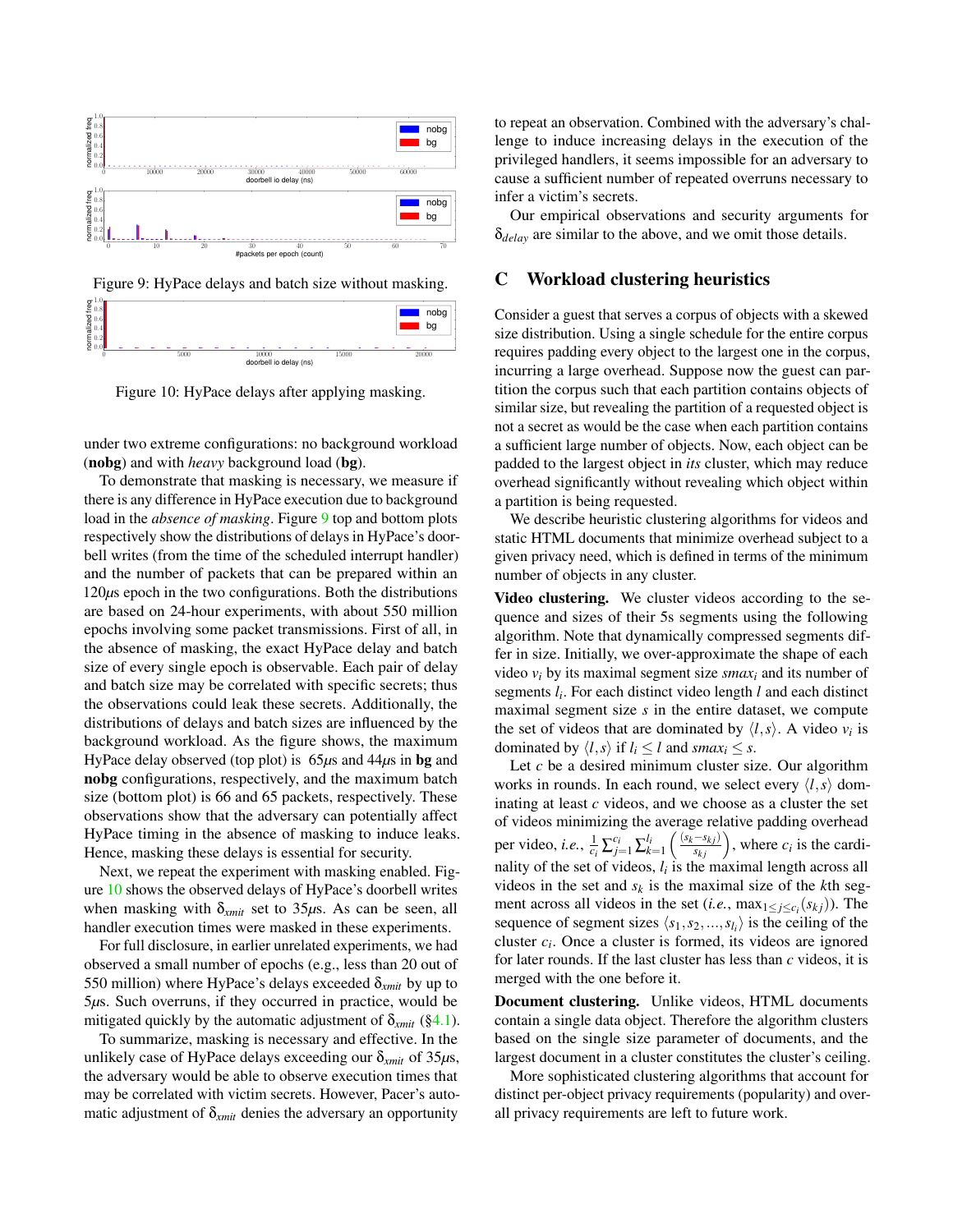normalized freq

1.0
0.8
0.6
0.4
0.2
0.0

0 10000 20000 30000 40000 50000 60000

doorbell io delay (ns)

nobg
bg

normalized freq

1.0
0.8
0.6
0.4
0.2
0.0

0 10 20 30 40 50 60 70

#packets per epoch (count)

nobg
bg

Figure 9: HyPace delays and batch size without masking.

normalized freq

1.0
0.8
0.6
0.4
0.2
0.0

0 5000 10000 15000 20000

doorbell io delay (ns)

nobg
bg

Figure 10: HyPace delays after applying masking.

under two extreme configurations: no background workload (**nobg**) and with *heavy* background load (**bg**).

To demonstrate that masking is necessary, we measure if there is any difference in HyPace execution due to background load in the *absence of masking*. Figure 9 top and bottom plots respectively show the distributions of delays in HyPace's doorbell writes (from the time of the scheduled interrupt handler) and the number of packets that can be prepared within an 120$\mu$s epoch in the two configurations. Both the distributions are based on 24-hour experiments, with about 550 million epochs involving some packet transmissions. First of all, in the absence of masking, the exact HyPace delay and batch size of every single epoch is observable. Each pair of delay and batch size may be correlated with specific secrets; thus the observations could leak these secrets. Additionally, the distributions of delays and batch sizes are influenced by the background workload. As the figure shows, the maximum HyPace delay observed (top plot) is 65$\mu$s and 44$\mu$s in **bg** and **nobg** configurations, respectively, and the maximum batch size (bottom plot) is 66 and 65 packets, respectively. These observations show that the adversary can potentially affect HyPace timing in the absence of masking to induce leaks. Hence, masking these delays is essential for security.

Next, we repeat the experiment with masking enabled. Figure 10 shows the observed delays of HyPace's doorbell writes when masking with $\delta_{xmit}$ set to 35$\mu$s. As can be seen, all handler execution times were masked in these experiments.

For full disclosure, in earlier unrelated experiments, we had observed a small number of epochs (e.g., less than 20 out of 550 million) where HyPace's delays exceeded $\delta_{xmit}$ by up to 5$\mu$s. Such overruns, if they occurred in practice, would be mitigated quickly by the automatic adjustment of $\delta_{xmit}$ (§4.1).

To summarize, masking is necessary and effective. In the unlikely case of HyPace delays exceeding our $\delta_{xmit}$ of 35$\mu$s, the adversary would be able to observe execution times that may be correlated with victim secrets. However, Pacer's automatic adjustment of $\delta_{xmit}$ denies the adversary an opportunity to repeat an observation. Combined with the adversary's challenge to induce increasing delays in the execution of the privileged handlers, it seems impossible for an adversary to cause a sufficient number of repeated overruns necessary to infer a victim's secrets.

Our empirical observations and security arguments for $\delta_{delay}$ are similar to the above, and we omit those details.

## C Workload clustering heuristics

Consider a guest that serves a corpus of objects with a skewed size distribution. Using a single schedule for the entire corpus requires padding every object to the largest one in the corpus, incurring a large overhead. Suppose now the guest can partition the corpus such that each partition contains objects of similar size, but revealing the partition of a requested object is not a secret as would be the case when each partition contains a sufficient large number of objects. Now, each object can be padded to the largest object in *its* cluster, which may reduce overhead significantly without revealing which object within a partition is being requested.

We describe heuristic clustering algorithms for videos and static HTML documents that minimize overhead subject to a given privacy need, which is defined in terms of the minimum number of objects in any cluster.

**Video clustering.** We cluster videos according to the sequence and sizes of their 5s segments using the following algorithm. Note that dynamically compressed segments differ in size. Initially, we over-approximate the shape of each video $v_i$ by its maximal segment size $smax_i$ and its number of segments $l_i$. For each distinct video length $l$ and each distinct maximal segment size $s$ in the entire dataset, we compute the set of videos that are dominated by $\langle l,s \rangle$. A video $v_i$ is dominated by $\langle l,s \rangle$ if $l_i \leq l$ and $smax_i \leq s$.

Let $c$ be a desired minimum cluster size. Our algorithm works in rounds. In each round, we select every $\langle l,s \rangle$ dominating at least $c$ videos, and we choose as a cluster the set of videos minimizing the average relative padding overhead per video, *i.e.*, $\frac{1}{c_i}\sum_{j=1}^{c_i}\sum_{k=1}^{l_i}\left(\frac{(s_k - s_{kj})}{s_{kj}}\right)$, where $c_i$ is the cardinality of the set of videos, $l_i$ is the maximal length across all videos in the set and $s_k$ is the maximal size of the $k$th segment across all videos in the set (*i.e.*, $\max_{1 \leq j \leq c_i}(s_{kj})$). The sequence of segment sizes $\langle s_1, s_2, ..., s_{l_i} \rangle$ is the ceiling of the cluster $c_i$. Once a cluster is formed, its videos are ignored for later rounds. If the last cluster has less than $c$ videos, it is merged with the one before it.

**Document clustering.** Unlike videos, HTML documents contain a single data object. Therefore the algorithm clusters based on the single size parameter of documents, and the largest document in a cluster constitutes the cluster's ceiling.

More sophisticated clustering algorithms that account for distinct per-object privacy requirements (popularity) and overall privacy requirements are left to future work.